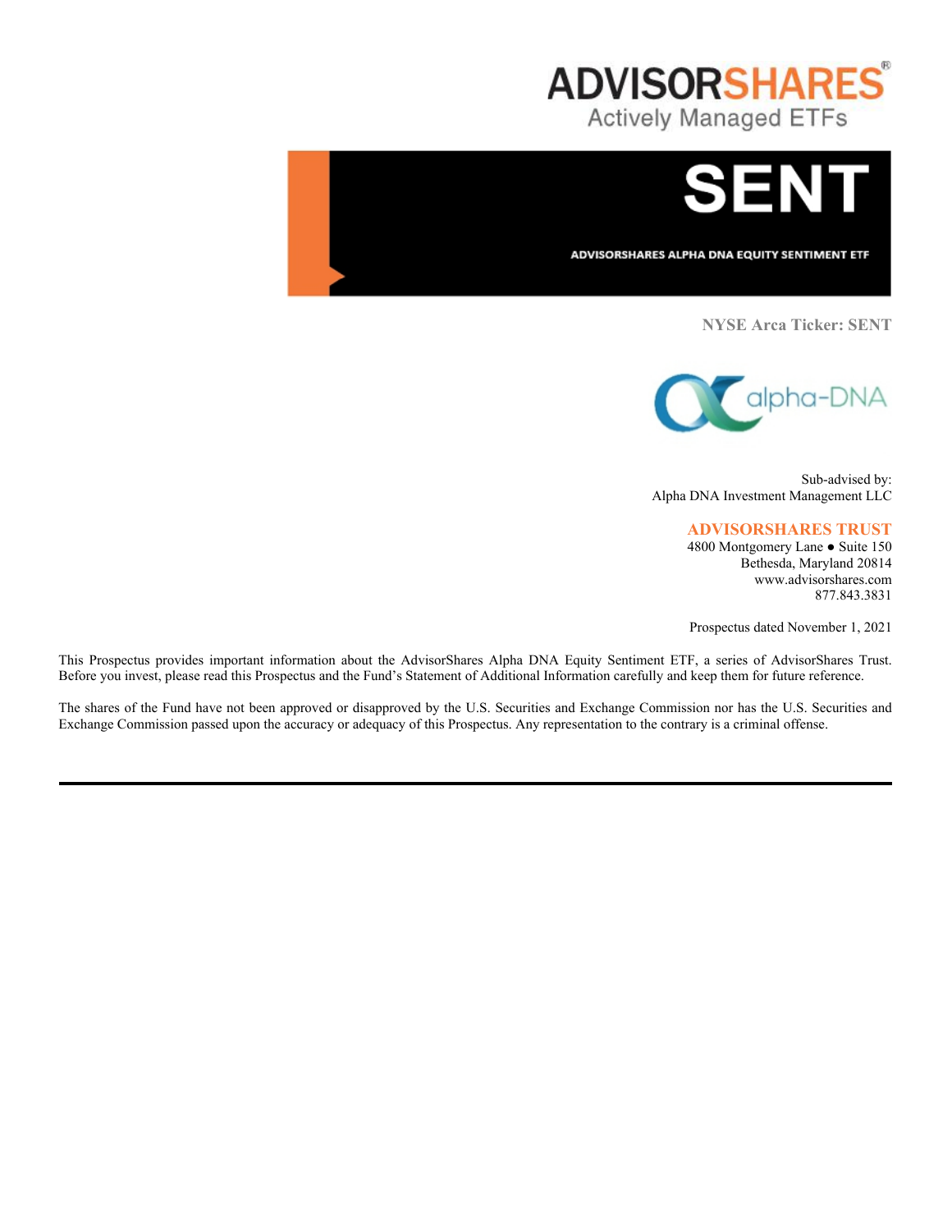# ADVISORSHARES®

Actively Managed ETFs

# SENT

**ADVISORSHARES ALPHA DNA EQUITY SENTIMENT ETF**

**NYSE Arca Ticker: SENT**

alpha-DNA

Sub-advised by:
Alpha DNA Investment Management LLC

**ADVISORSHARES TRUST**
4800 Montgomery Lane ● Suite 150
Bethesda, Maryland 20814
www.advisorshares.com
877.843.3831

Prospectus dated November 1, 2021

This Prospectus provides important information about the AdvisorShares Alpha DNA Equity Sentiment ETF, a series of AdvisorShares Trust. Before you invest, please read this Prospectus and the Fund's Statement of Additional Information carefully and keep them for future reference.

The shares of the Fund have not been approved or disapproved by the U.S. Securities and Exchange Commission nor has the U.S. Securities and Exchange Commission passed upon the accuracy or adequacy of this Prospectus. Any representation to the contrary is a criminal offense.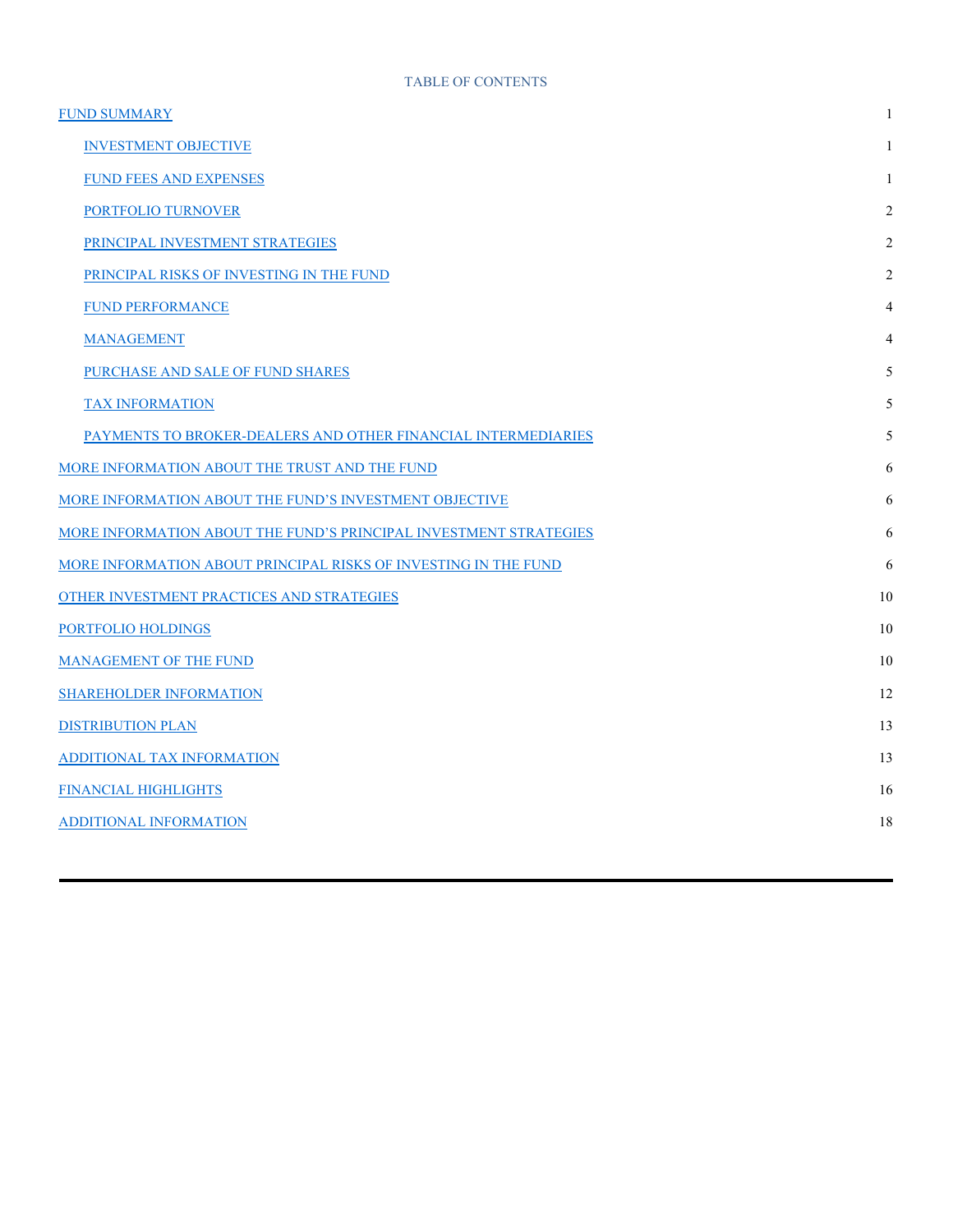TABLE OF CONTENTS

| | |
|---|---|
| FUND SUMMARY | 1 |
| INVESTMENT OBJECTIVE | 1 |
| FUND FEES AND EXPENSES | 1 |
| PORTFOLIO TURNOVER | 2 |
| PRINCIPAL INVESTMENT STRATEGIES | 2 |
| PRINCIPAL RISKS OF INVESTING IN THE FUND | 2 |
| FUND PERFORMANCE | 4 |
| MANAGEMENT | 4 |
| PURCHASE AND SALE OF FUND SHARES | 5 |
| TAX INFORMATION | 5 |
| PAYMENTS TO BROKER-DEALERS AND OTHER FINANCIAL INTERMEDIARIES | 5 |
| MORE INFORMATION ABOUT THE TRUST AND THE FUND | 6 |
| MORE INFORMATION ABOUT THE FUND'S INVESTMENT OBJECTIVE | 6 |
| MORE INFORMATION ABOUT THE FUND'S PRINCIPAL INVESTMENT STRATEGIES | 6 |
| MORE INFORMATION ABOUT PRINCIPAL RISKS OF INVESTING IN THE FUND | 6 |
| OTHER INVESTMENT PRACTICES AND STRATEGIES | 10 |
| PORTFOLIO HOLDINGS | 10 |
| MANAGEMENT OF THE FUND | 10 |
| SHAREHOLDER INFORMATION | 12 |
| DISTRIBUTION PLAN | 13 |
| ADDITIONAL TAX INFORMATION | 13 |
| FINANCIAL HIGHLIGHTS | 16 |
| ADDITIONAL INFORMATION | 18 |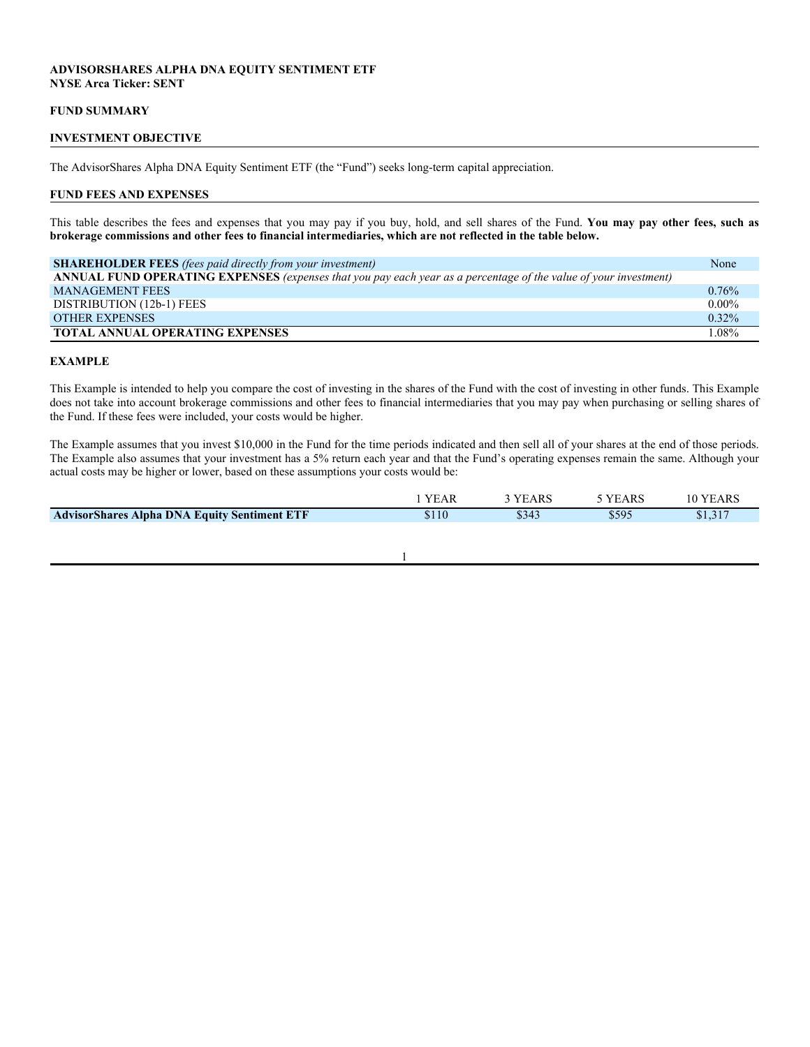**ADVISORSHARES ALPHA DNA EQUITY SENTIMENT ETF**
**NYSE Arca Ticker: SENT**

## FUND SUMMARY

## INVESTMENT OBJECTIVE

The AdvisorShares Alpha DNA Equity Sentiment ETF (the "Fund") seeks long-term capital appreciation.

## FUND FEES AND EXPENSES

This table describes the fees and expenses that you may pay if you buy, hold, and sell shares of the Fund. **You may pay other fees, such as brokerage commissions and other fees to financial intermediaries, which are not reflected in the table below.**

| | |
|---|---|
| **SHAREHOLDER FEES** *(fees paid directly from your investment)* | None |
| **ANNUAL FUND OPERATING EXPENSES** *(expenses that you pay each year as a percentage of the value of your investment)* | |
| MANAGEMENT FEES | 0.76% |
| DISTRIBUTION (12b-1) FEES | 0.00% |
| OTHER EXPENSES | 0.32% |
| **TOTAL ANNUAL OPERATING EXPENSES** | 1.08% |

## EXAMPLE

This Example is intended to help you compare the cost of investing in the shares of the Fund with the cost of investing in other funds. This Example does not take into account brokerage commissions and other fees to financial intermediaries that you may pay when purchasing or selling shares of the Fund. If these fees were included, your costs would be higher.

The Example assumes that you invest $10,000 in the Fund for the time periods indicated and then sell all of your shares at the end of those periods. The Example also assumes that your investment has a 5% return each year and that the Fund's operating expenses remain the same. Although your actual costs may be higher or lower, based on these assumptions your costs would be:

| | 1 YEAR | 3 YEARS | 5 YEARS | 10 YEARS |
|---|---|---|---|---|
| **AdvisorShares Alpha DNA Equity Sentiment ETF** | $110 | $343 | $595 | $1,317 |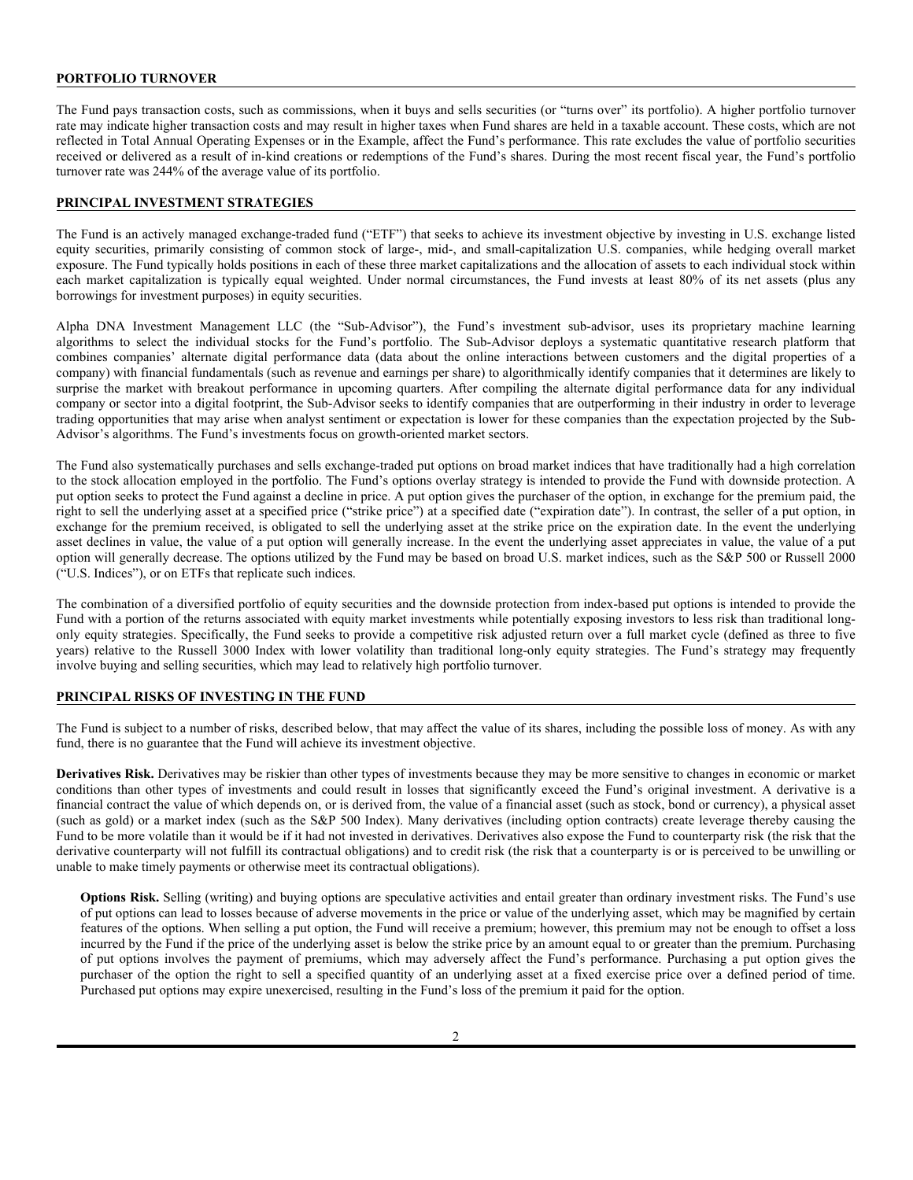## PORTFOLIO TURNOVER

The Fund pays transaction costs, such as commissions, when it buys and sells securities (or "turns over" its portfolio). A higher portfolio turnover rate may indicate higher transaction costs and may result in higher taxes when Fund shares are held in a taxable account. These costs, which are not reflected in Total Annual Operating Expenses or in the Example, affect the Fund's performance. This rate excludes the value of portfolio securities received or delivered as a result of in-kind creations or redemptions of the Fund's shares. During the most recent fiscal year, the Fund's portfolio turnover rate was 244% of the average value of its portfolio.

## PRINCIPAL INVESTMENT STRATEGIES

The Fund is an actively managed exchange-traded fund ("ETF") that seeks to achieve its investment objective by investing in U.S. exchange listed equity securities, primarily consisting of common stock of large-, mid-, and small-capitalization U.S. companies, while hedging overall market exposure. The Fund typically holds positions in each of these three market capitalizations and the allocation of assets to each individual stock within each market capitalization is typically equal weighted. Under normal circumstances, the Fund invests at least 80% of its net assets (plus any borrowings for investment purposes) in equity securities.

Alpha DNA Investment Management LLC (the "Sub-Advisor"), the Fund's investment sub-advisor, uses its proprietary machine learning algorithms to select the individual stocks for the Fund's portfolio. The Sub-Advisor deploys a systematic quantitative research platform that combines companies' alternate digital performance data (data about the online interactions between customers and the digital properties of a company) with financial fundamentals (such as revenue and earnings per share) to algorithmically identify companies that it determines are likely to surprise the market with breakout performance in upcoming quarters. After compiling the alternate digital performance data for any individual company or sector into a digital footprint, the Sub-Advisor seeks to identify companies that are outperforming in their industry in order to leverage trading opportunities that may arise when analyst sentiment or expectation is lower for these companies than the expectation projected by the Sub-Advisor's algorithms. The Fund's investments focus on growth-oriented market sectors.

The Fund also systematically purchases and sells exchange-traded put options on broad market indices that have traditionally had a high correlation to the stock allocation employed in the portfolio. The Fund's options overlay strategy is intended to provide the Fund with downside protection. A put option seeks to protect the Fund against a decline in price. A put option gives the purchaser of the option, in exchange for the premium paid, the right to sell the underlying asset at a specified price ("strike price") at a specified date ("expiration date"). In contrast, the seller of a put option, in exchange for the premium received, is obligated to sell the underlying asset at the strike price on the expiration date. In the event the underlying asset declines in value, the value of a put option will generally increase. In the event the underlying asset appreciates in value, the value of a put option will generally decrease. The options utilized by the Fund may be based on broad U.S. market indices, such as the S&P 500 or Russell 2000 ("U.S. Indices"), or on ETFs that replicate such indices.

The combination of a diversified portfolio of equity securities and the downside protection from index-based put options is intended to provide the Fund with a portion of the returns associated with equity market investments while potentially exposing investors to less risk than traditional long-only equity strategies. Specifically, the Fund seeks to provide a competitive risk adjusted return over a full market cycle (defined as three to five years) relative to the Russell 3000 Index with lower volatility than traditional long-only equity strategies. The Fund's strategy may frequently involve buying and selling securities, which may lead to relatively high portfolio turnover.

## PRINCIPAL RISKS OF INVESTING IN THE FUND

The Fund is subject to a number of risks, described below, that may affect the value of its shares, including the possible loss of money. As with any fund, there is no guarantee that the Fund will achieve its investment objective.

**Derivatives Risk.** Derivatives may be riskier than other types of investments because they may be more sensitive to changes in economic or market conditions than other types of investments and could result in losses that significantly exceed the Fund's original investment. A derivative is a financial contract the value of which depends on, or is derived from, the value of a financial asset (such as stock, bond or currency), a physical asset (such as gold) or a market index (such as the S&P 500 Index). Many derivatives (including option contracts) create leverage thereby causing the Fund to be more volatile than it would be if it had not invested in derivatives. Derivatives also expose the Fund to counterparty risk (the risk that the derivative counterparty will not fulfill its contractual obligations) and to credit risk (the risk that a counterparty is or is perceived to be unwilling or unable to make timely payments or otherwise meet its contractual obligations).

**Options Risk.** Selling (writing) and buying options are speculative activities and entail greater than ordinary investment risks. The Fund's use of put options can lead to losses because of adverse movements in the price or value of the underlying asset, which may be magnified by certain features of the options. When selling a put option, the Fund will receive a premium; however, this premium may not be enough to offset a loss incurred by the Fund if the price of the underlying asset is below the strike price by an amount equal to or greater than the premium. Purchasing of put options involves the payment of premiums, which may adversely affect the Fund's performance. Purchasing a put option gives the purchaser of the option the right to sell a specified quantity of an underlying asset at a fixed exercise price over a defined period of time. Purchased put options may expire unexercised, resulting in the Fund's loss of the premium it paid for the option.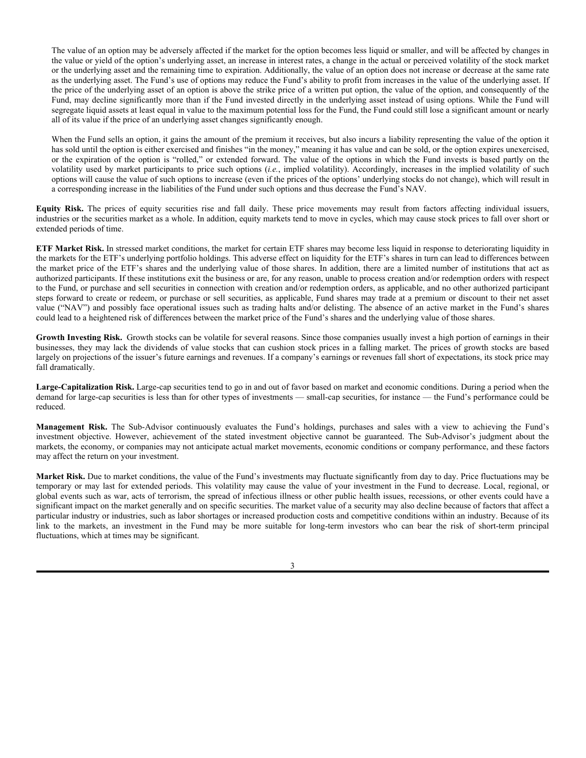The value of an option may be adversely affected if the market for the option becomes less liquid or smaller, and will be affected by changes in the value or yield of the option's underlying asset, an increase in interest rates, a change in the actual or perceived volatility of the stock market or the underlying asset and the remaining time to expiration. Additionally, the value of an option does not increase or decrease at the same rate as the underlying asset. The Fund's use of options may reduce the Fund's ability to profit from increases in the value of the underlying asset. If the price of the underlying asset of an option is above the strike price of a written put option, the value of the option, and consequently of the Fund, may decline significantly more than if the Fund invested directly in the underlying asset instead of using options. While the Fund will segregate liquid assets at least equal in value to the maximum potential loss for the Fund, the Fund could still lose a significant amount or nearly all of its value if the price of an underlying asset changes significantly enough.

When the Fund sells an option, it gains the amount of the premium it receives, but also incurs a liability representing the value of the option it has sold until the option is either exercised and finishes "in the money," meaning it has value and can be sold, or the option expires unexercised, or the expiration of the option is "rolled," or extended forward. The value of the options in which the Fund invests is based partly on the volatility used by market participants to price such options (*i.e.*, implied volatility). Accordingly, increases in the implied volatility of such options will cause the value of such options to increase (even if the prices of the options' underlying stocks do not change), which will result in a corresponding increase in the liabilities of the Fund under such options and thus decrease the Fund's NAV.

**Equity Risk.** The prices of equity securities rise and fall daily. These price movements may result from factors affecting individual issuers, industries or the securities market as a whole. In addition, equity markets tend to move in cycles, which may cause stock prices to fall over short or extended periods of time.

**ETF Market Risk.** In stressed market conditions, the market for certain ETF shares may become less liquid in response to deteriorating liquidity in the markets for the ETF's underlying portfolio holdings. This adverse effect on liquidity for the ETF's shares in turn can lead to differences between the market price of the ETF's shares and the underlying value of those shares. In addition, there are a limited number of institutions that act as authorized participants. If these institutions exit the business or are, for any reason, unable to process creation and/or redemption orders with respect to the Fund, or purchase and sell securities in connection with creation and/or redemption orders, as applicable, and no other authorized participant steps forward to create or redeem, or purchase or sell securities, as applicable, Fund shares may trade at a premium or discount to their net asset value ("NAV") and possibly face operational issues such as trading halts and/or delisting. The absence of an active market in the Fund's shares could lead to a heightened risk of differences between the market price of the Fund's shares and the underlying value of those shares.

**Growth Investing Risk.** Growth stocks can be volatile for several reasons. Since those companies usually invest a high portion of earnings in their businesses, they may lack the dividends of value stocks that can cushion stock prices in a falling market. The prices of growth stocks are based largely on projections of the issuer's future earnings and revenues. If a company's earnings or revenues fall short of expectations, its stock price may fall dramatically.

**Large-Capitalization Risk.** Large-cap securities tend to go in and out of favor based on market and economic conditions. During a period when the demand for large-cap securities is less than for other types of investments — small-cap securities, for instance — the Fund's performance could be reduced.

**Management Risk.** The Sub-Advisor continuously evaluates the Fund's holdings, purchases and sales with a view to achieving the Fund's investment objective. However, achievement of the stated investment objective cannot be guaranteed. The Sub-Advisor's judgment about the markets, the economy, or companies may not anticipate actual market movements, economic conditions or company performance, and these factors may affect the return on your investment.

**Market Risk.** Due to market conditions, the value of the Fund's investments may fluctuate significantly from day to day. Price fluctuations may be temporary or may last for extended periods. This volatility may cause the value of your investment in the Fund to decrease. Local, regional, or global events such as war, acts of terrorism, the spread of infectious illness or other public health issues, recessions, or other events could have a significant impact on the market generally and on specific securities. The market value of a security may also decline because of factors that affect a particular industry or industries, such as labor shortages or increased production costs and competitive conditions within an industry. Because of its link to the markets, an investment in the Fund may be more suitable for long-term investors who can bear the risk of short-term principal fluctuations, which at times may be significant.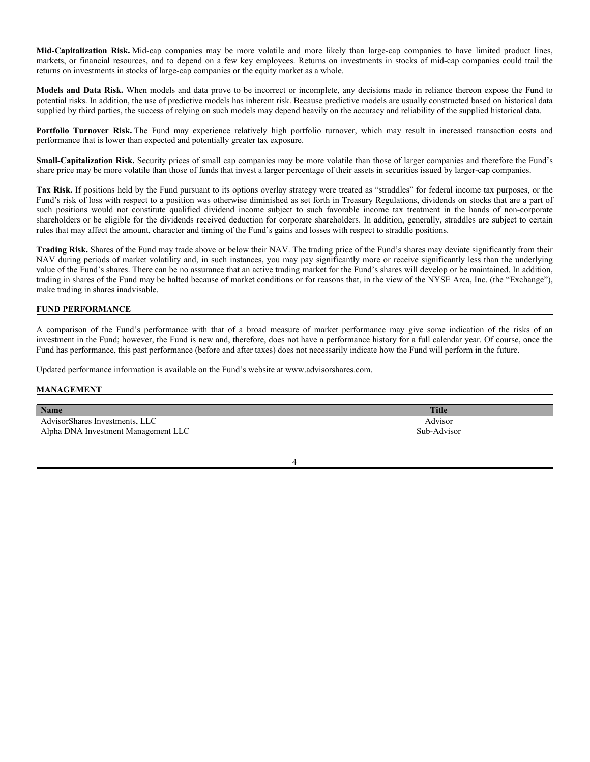**Mid-Capitalization Risk.** Mid-cap companies may be more volatile and more likely than large-cap companies to have limited product lines, markets, or financial resources, and to depend on a few key employees. Returns on investments in stocks of mid-cap companies could trail the returns on investments in stocks of large-cap companies or the equity market as a whole.

**Models and Data Risk.** When models and data prove to be incorrect or incomplete, any decisions made in reliance thereon expose the Fund to potential risks. In addition, the use of predictive models has inherent risk. Because predictive models are usually constructed based on historical data supplied by third parties, the success of relying on such models may depend heavily on the accuracy and reliability of the supplied historical data.

**Portfolio Turnover Risk.** The Fund may experience relatively high portfolio turnover, which may result in increased transaction costs and performance that is lower than expected and potentially greater tax exposure.

**Small-Capitalization Risk.** Security prices of small cap companies may be more volatile than those of larger companies and therefore the Fund's share price may be more volatile than those of funds that invest a larger percentage of their assets in securities issued by larger-cap companies.

**Tax Risk.** If positions held by the Fund pursuant to its options overlay strategy were treated as "straddles" for federal income tax purposes, or the Fund's risk of loss with respect to a position was otherwise diminished as set forth in Treasury Regulations, dividends on stocks that are a part of such positions would not constitute qualified dividend income subject to such favorable income tax treatment in the hands of non-corporate shareholders or be eligible for the dividends received deduction for corporate shareholders. In addition, generally, straddles are subject to certain rules that may affect the amount, character and timing of the Fund's gains and losses with respect to straddle positions.

**Trading Risk.** Shares of the Fund may trade above or below their NAV. The trading price of the Fund's shares may deviate significantly from their NAV during periods of market volatility and, in such instances, you may pay significantly more or receive significantly less than the underlying value of the Fund's shares. There can be no assurance that an active trading market for the Fund's shares will develop or be maintained. In addition, trading in shares of the Fund may be halted because of market conditions or for reasons that, in the view of the NYSE Arca, Inc. (the "Exchange"), make trading in shares inadvisable.

## FUND PERFORMANCE

A comparison of the Fund's performance with that of a broad measure of market performance may give some indication of the risks of an investment in the Fund; however, the Fund is new and, therefore, does not have a performance history for a full calendar year. Of course, once the Fund has performance, this past performance (before and after taxes) does not necessarily indicate how the Fund will perform in the future.

Updated performance information is available on the Fund's website at www.advisorshares.com.

## MANAGEMENT

| Name | Title |
|---|---|
| AdvisorShares Investments, LLC | Advisor |
| Alpha DNA Investment Management LLC | Sub-Advisor |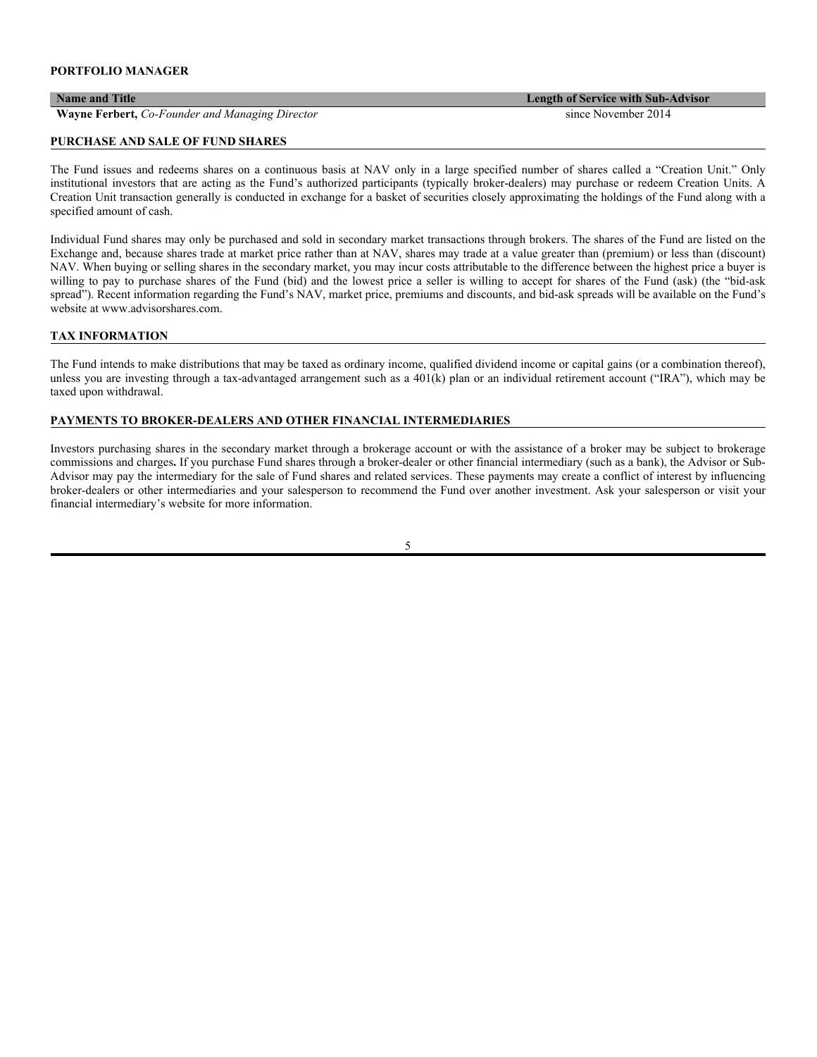**PORTFOLIO MANAGER**

| Name and Title | Length of Service with Sub-Advisor |
| --- | --- |
| **Wayne Ferbert,** *Co-Founder and Managing Director* | since November 2014 |

**PURCHASE AND SALE OF FUND SHARES**

The Fund issues and redeems shares on a continuous basis at NAV only in a large specified number of shares called a "Creation Unit." Only institutional investors that are acting as the Fund's authorized participants (typically broker-dealers) may purchase or redeem Creation Units. A Creation Unit transaction generally is conducted in exchange for a basket of securities closely approximating the holdings of the Fund along with a specified amount of cash.

Individual Fund shares may only be purchased and sold in secondary market transactions through brokers. The shares of the Fund are listed on the Exchange and, because shares trade at market price rather than at NAV, shares may trade at a value greater than (premium) or less than (discount) NAV. When buying or selling shares in the secondary market, you may incur costs attributable to the difference between the highest price a buyer is willing to pay to purchase shares of the Fund (bid) and the lowest price a seller is willing to accept for shares of the Fund (ask) (the "bid-ask spread"). Recent information regarding the Fund's NAV, market price, premiums and discounts, and bid-ask spreads will be available on the Fund's website at www.advisorshares.com.

**TAX INFORMATION**

The Fund intends to make distributions that may be taxed as ordinary income, qualified dividend income or capital gains (or a combination thereof), unless you are investing through a tax-advantaged arrangement such as a 401(k) plan or an individual retirement account ("IRA"), which may be taxed upon withdrawal.

**PAYMENTS TO BROKER-DEALERS AND OTHER FINANCIAL INTERMEDIARIES**

Investors purchasing shares in the secondary market through a brokerage account or with the assistance of a broker may be subject to brokerage commissions and charges**.** If you purchase Fund shares through a broker-dealer or other financial intermediary (such as a bank), the Advisor or Sub-Advisor may pay the intermediary for the sale of Fund shares and related services. These payments may create a conflict of interest by influencing broker-dealers or other intermediaries and your salesperson to recommend the Fund over another investment. Ask your salesperson or visit your financial intermediary's website for more information.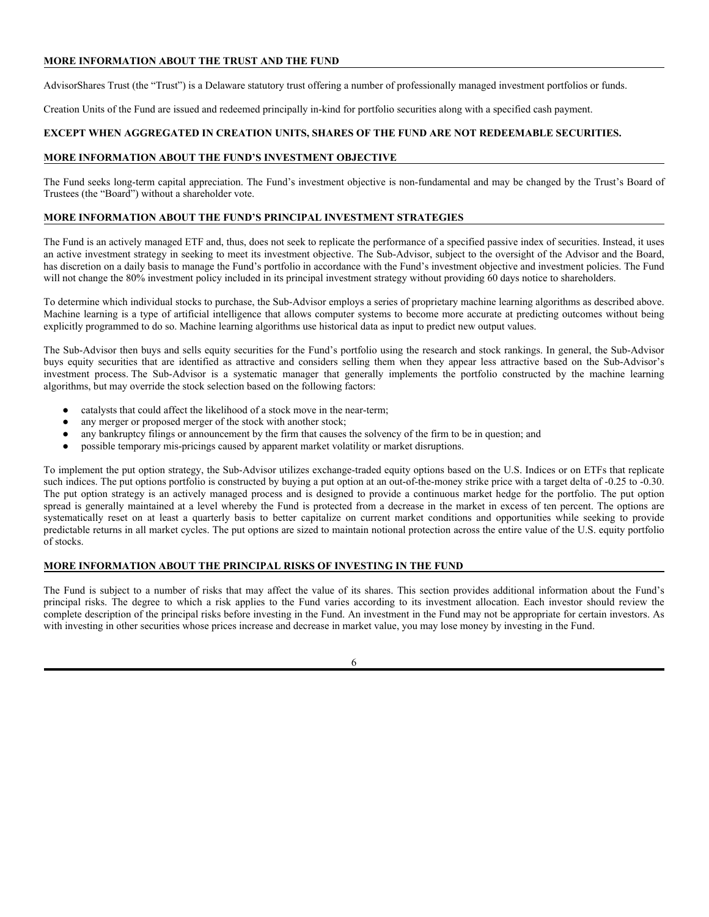## MORE INFORMATION ABOUT THE TRUST AND THE FUND

AdvisorShares Trust (the "Trust") is a Delaware statutory trust offering a number of professionally managed investment portfolios or funds.

Creation Units of the Fund are issued and redeemed principally in-kind for portfolio securities along with a specified cash payment.

**EXCEPT WHEN AGGREGATED IN CREATION UNITS, SHARES OF THE FUND ARE NOT REDEEMABLE SECURITIES.**

## MORE INFORMATION ABOUT THE FUND'S INVESTMENT OBJECTIVE

The Fund seeks long-term capital appreciation. The Fund's investment objective is non-fundamental and may be changed by the Trust's Board of Trustees (the "Board") without a shareholder vote.

## MORE INFORMATION ABOUT THE FUND'S PRINCIPAL INVESTMENT STRATEGIES

The Fund is an actively managed ETF and, thus, does not seek to replicate the performance of a specified passive index of securities. Instead, it uses an active investment strategy in seeking to meet its investment objective. The Sub-Advisor, subject to the oversight of the Advisor and the Board, has discretion on a daily basis to manage the Fund's portfolio in accordance with the Fund's investment objective and investment policies. The Fund will not change the 80% investment policy included in its principal investment strategy without providing 60 days notice to shareholders.

To determine which individual stocks to purchase, the Sub-Advisor employs a series of proprietary machine learning algorithms as described above. Machine learning is a type of artificial intelligence that allows computer systems to become more accurate at predicting outcomes without being explicitly programmed to do so. Machine learning algorithms use historical data as input to predict new output values.

The Sub-Advisor then buys and sells equity securities for the Fund's portfolio using the research and stock rankings. In general, the Sub-Advisor buys equity securities that are identified as attractive and considers selling them when they appear less attractive based on the Sub-Advisor's investment process. The Sub-Advisor is a systematic manager that generally implements the portfolio constructed by the machine learning algorithms, but may override the stock selection based on the following factors:

- catalysts that could affect the likelihood of a stock move in the near-term;
- any merger or proposed merger of the stock with another stock;
- any bankruptcy filings or announcement by the firm that causes the solvency of the firm to be in question; and
- possible temporary mis-pricings caused by apparent market volatility or market disruptions.

To implement the put option strategy, the Sub-Advisor utilizes exchange-traded equity options based on the U.S. Indices or on ETFs that replicate such indices. The put options portfolio is constructed by buying a put option at an out-of-the-money strike price with a target delta of -0.25 to -0.30. The put option strategy is an actively managed process and is designed to provide a continuous market hedge for the portfolio. The put option spread is generally maintained at a level whereby the Fund is protected from a decrease in the market in excess of ten percent. The options are systematically reset on at least a quarterly basis to better capitalize on current market conditions and opportunities while seeking to provide predictable returns in all market cycles. The put options are sized to maintain notional protection across the entire value of the U.S. equity portfolio of stocks.

## MORE INFORMATION ABOUT THE PRINCIPAL RISKS OF INVESTING IN THE FUND

The Fund is subject to a number of risks that may affect the value of its shares. This section provides additional information about the Fund's principal risks. The degree to which a risk applies to the Fund varies according to its investment allocation. Each investor should review the complete description of the principal risks before investing in the Fund. An investment in the Fund may not be appropriate for certain investors. As with investing in other securities whose prices increase and decrease in market value, you may lose money by investing in the Fund.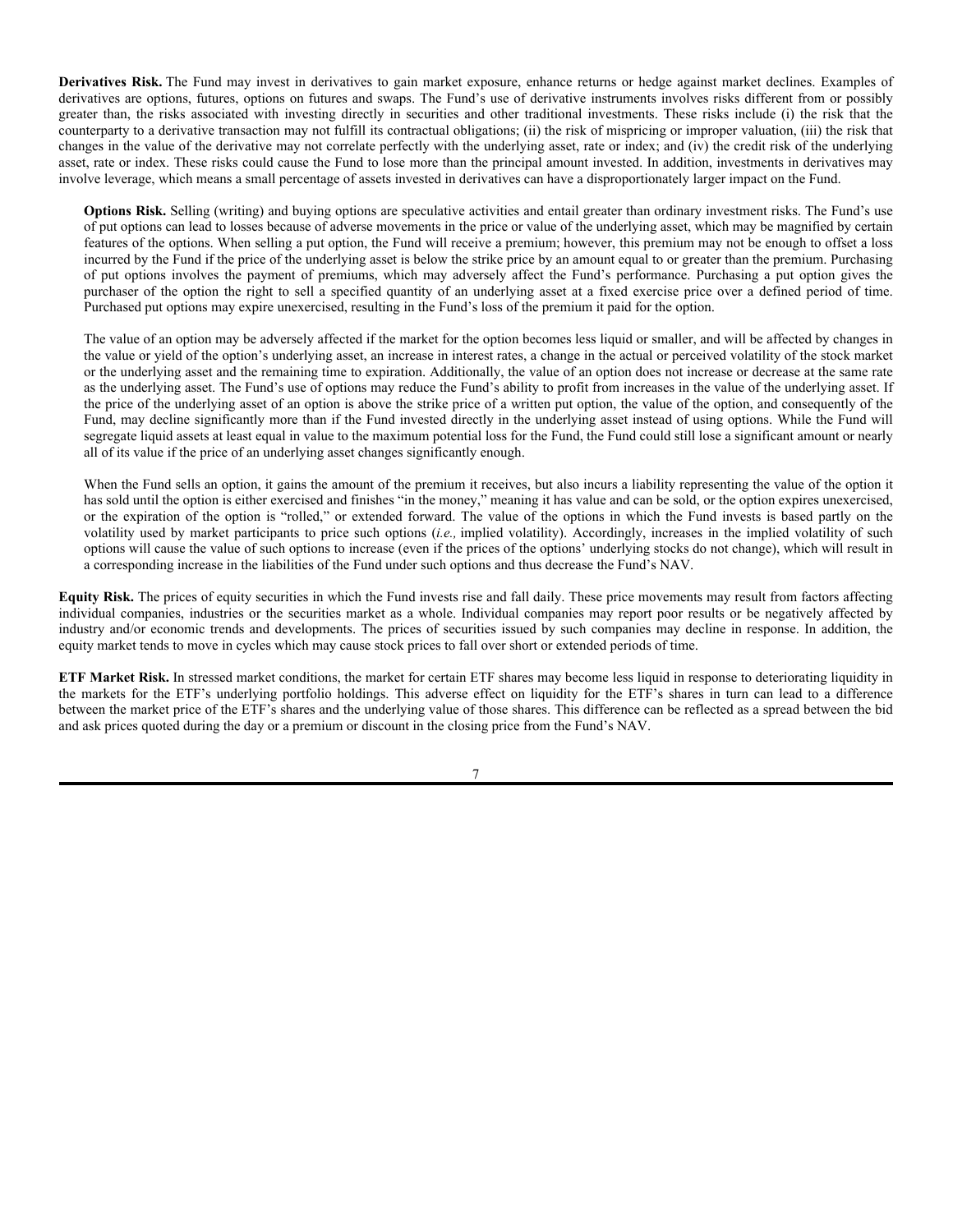**Derivatives Risk.** The Fund may invest in derivatives to gain market exposure, enhance returns or hedge against market declines. Examples of derivatives are options, futures, options on futures and swaps. The Fund's use of derivative instruments involves risks different from or possibly greater than, the risks associated with investing directly in securities and other traditional investments. These risks include (i) the risk that the counterparty to a derivative transaction may not fulfill its contractual obligations; (ii) the risk of mispricing or improper valuation, (iii) the risk that changes in the value of the derivative may not correlate perfectly with the underlying asset, rate or index; and (iv) the credit risk of the underlying asset, rate or index. These risks could cause the Fund to lose more than the principal amount invested. In addition, investments in derivatives may involve leverage, which means a small percentage of assets invested in derivatives can have a disproportionately larger impact on the Fund.

**Options Risk.** Selling (writing) and buying options are speculative activities and entail greater than ordinary investment risks. The Fund's use of put options can lead to losses because of adverse movements in the price or value of the underlying asset, which may be magnified by certain features of the options. When selling a put option, the Fund will receive a premium; however, this premium may not be enough to offset a loss incurred by the Fund if the price of the underlying asset is below the strike price by an amount equal to or greater than the premium. Purchasing of put options involves the payment of premiums, which may adversely affect the Fund's performance. Purchasing a put option gives the purchaser of the option the right to sell a specified quantity of an underlying asset at a fixed exercise price over a defined period of time. Purchased put options may expire unexercised, resulting in the Fund's loss of the premium it paid for the option.

The value of an option may be adversely affected if the market for the option becomes less liquid or smaller, and will be affected by changes in the value or yield of the option's underlying asset, an increase in interest rates, a change in the actual or perceived volatility of the stock market or the underlying asset and the remaining time to expiration. Additionally, the value of an option does not increase or decrease at the same rate as the underlying asset. The Fund's use of options may reduce the Fund's ability to profit from increases in the value of the underlying asset. If the price of the underlying asset of an option is above the strike price of a written put option, the value of the option, and consequently of the Fund, may decline significantly more than if the Fund invested directly in the underlying asset instead of using options. While the Fund will segregate liquid assets at least equal in value to the maximum potential loss for the Fund, the Fund could still lose a significant amount or nearly all of its value if the price of an underlying asset changes significantly enough.

When the Fund sells an option, it gains the amount of the premium it receives, but also incurs a liability representing the value of the option it has sold until the option is either exercised and finishes "in the money," meaning it has value and can be sold, or the option expires unexercised, or the expiration of the option is "rolled," or extended forward. The value of the options in which the Fund invests is based partly on the volatility used by market participants to price such options (*i.e.,* implied volatility). Accordingly, increases in the implied volatility of such options will cause the value of such options to increase (even if the prices of the options' underlying stocks do not change), which will result in a corresponding increase in the liabilities of the Fund under such options and thus decrease the Fund's NAV.

**Equity Risk.** The prices of equity securities in which the Fund invests rise and fall daily. These price movements may result from factors affecting individual companies, industries or the securities market as a whole. Individual companies may report poor results or be negatively affected by industry and/or economic trends and developments. The prices of securities issued by such companies may decline in response. In addition, the equity market tends to move in cycles which may cause stock prices to fall over short or extended periods of time.

**ETF Market Risk.** In stressed market conditions, the market for certain ETF shares may become less liquid in response to deteriorating liquidity in the markets for the ETF's underlying portfolio holdings. This adverse effect on liquidity for the ETF's shares in turn can lead to a difference between the market price of the ETF's shares and the underlying value of those shares. This difference can be reflected as a spread between the bid and ask prices quoted during the day or a premium or discount in the closing price from the Fund's NAV.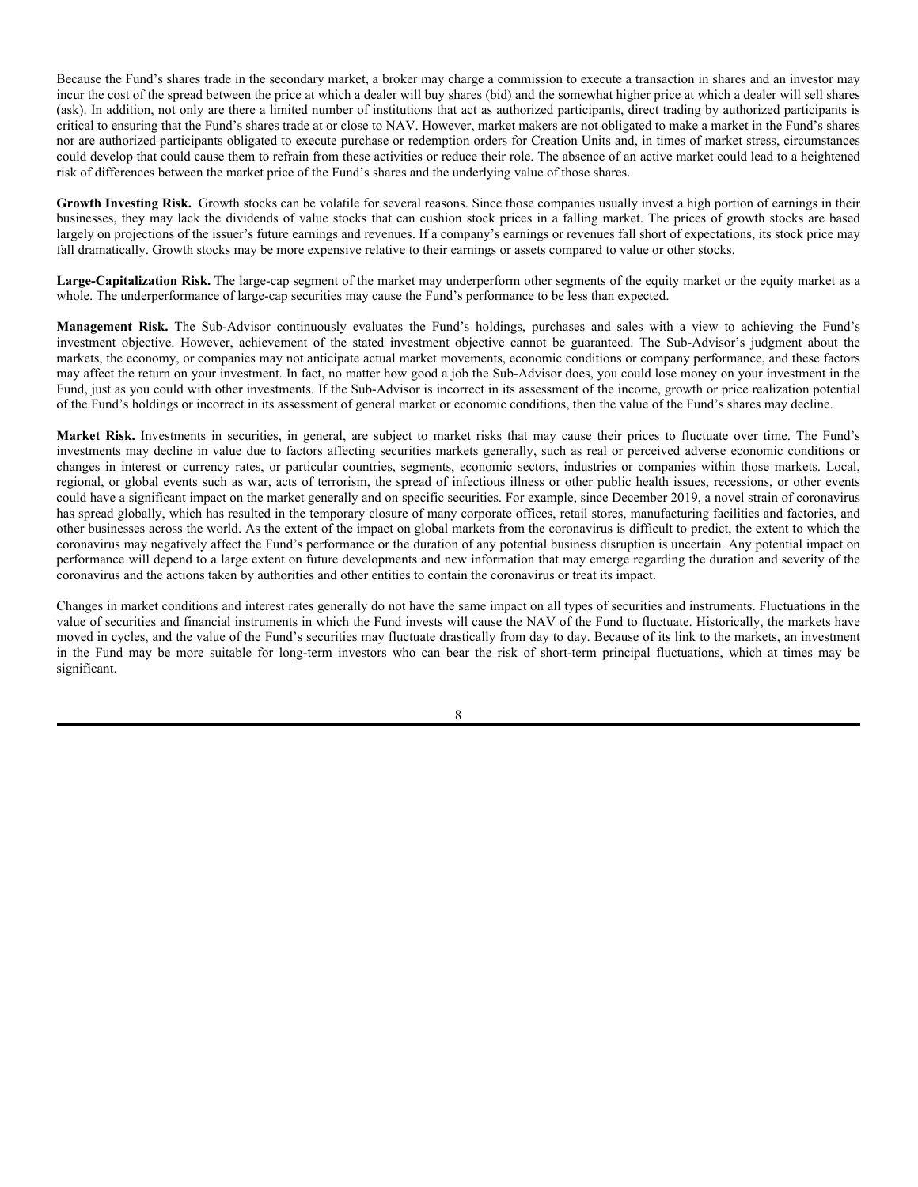Because the Fund's shares trade in the secondary market, a broker may charge a commission to execute a transaction in shares and an investor may incur the cost of the spread between the price at which a dealer will buy shares (bid) and the somewhat higher price at which a dealer will sell shares (ask). In addition, not only are there a limited number of institutions that act as authorized participants, direct trading by authorized participants is critical to ensuring that the Fund's shares trade at or close to NAV. However, market makers are not obligated to make a market in the Fund's shares nor are authorized participants obligated to execute purchase or redemption orders for Creation Units and, in times of market stress, circumstances could develop that could cause them to refrain from these activities or reduce their role. The absence of an active market could lead to a heightened risk of differences between the market price of the Fund's shares and the underlying value of those shares.

**Growth Investing Risk.** Growth stocks can be volatile for several reasons. Since those companies usually invest a high portion of earnings in their businesses, they may lack the dividends of value stocks that can cushion stock prices in a falling market. The prices of growth stocks are based largely on projections of the issuer's future earnings and revenues. If a company's earnings or revenues fall short of expectations, its stock price may fall dramatically. Growth stocks may be more expensive relative to their earnings or assets compared to value or other stocks.

**Large-Capitalization Risk.** The large-cap segment of the market may underperform other segments of the equity market or the equity market as a whole. The underperformance of large-cap securities may cause the Fund's performance to be less than expected.

**Management Risk.** The Sub-Advisor continuously evaluates the Fund's holdings, purchases and sales with a view to achieving the Fund's investment objective. However, achievement of the stated investment objective cannot be guaranteed. The Sub-Advisor's judgment about the markets, the economy, or companies may not anticipate actual market movements, economic conditions or company performance, and these factors may affect the return on your investment. In fact, no matter how good a job the Sub-Advisor does, you could lose money on your investment in the Fund, just as you could with other investments. If the Sub-Advisor is incorrect in its assessment of the income, growth or price realization potential of the Fund's holdings or incorrect in its assessment of general market or economic conditions, then the value of the Fund's shares may decline.

**Market Risk.** Investments in securities, in general, are subject to market risks that may cause their prices to fluctuate over time. The Fund's investments may decline in value due to factors affecting securities markets generally, such as real or perceived adverse economic conditions or changes in interest or currency rates, or particular countries, segments, economic sectors, industries or companies within those markets. Local, regional, or global events such as war, acts of terrorism, the spread of infectious illness or other public health issues, recessions, or other events could have a significant impact on the market generally and on specific securities. For example, since December 2019, a novel strain of coronavirus has spread globally, which has resulted in the temporary closure of many corporate offices, retail stores, manufacturing facilities and factories, and other businesses across the world. As the extent of the impact on global markets from the coronavirus is difficult to predict, the extent to which the coronavirus may negatively affect the Fund's performance or the duration of any potential business disruption is uncertain. Any potential impact on performance will depend to a large extent on future developments and new information that may emerge regarding the duration and severity of the coronavirus and the actions taken by authorities and other entities to contain the coronavirus or treat its impact.

Changes in market conditions and interest rates generally do not have the same impact on all types of securities and instruments. Fluctuations in the value of securities and financial instruments in which the Fund invests will cause the NAV of the Fund to fluctuate. Historically, the markets have moved in cycles, and the value of the Fund's securities may fluctuate drastically from day to day. Because of its link to the markets, an investment in the Fund may be more suitable for long-term investors who can bear the risk of short-term principal fluctuations, which at times may be significant.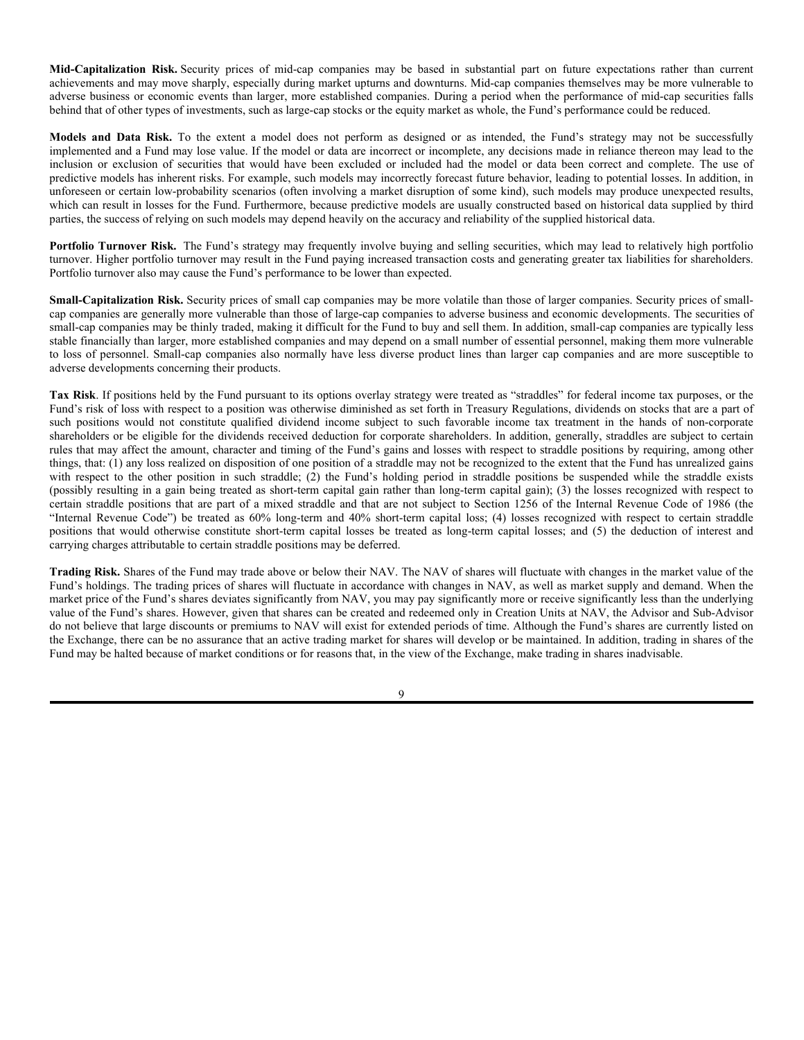**Mid-Capitalization Risk.** Security prices of mid-cap companies may be based in substantial part on future expectations rather than current achievements and may move sharply, especially during market upturns and downturns. Mid-cap companies themselves may be more vulnerable to adverse business or economic events than larger, more established companies. During a period when the performance of mid-cap securities falls behind that of other types of investments, such as large-cap stocks or the equity market as whole, the Fund's performance could be reduced.

**Models and Data Risk.** To the extent a model does not perform as designed or as intended, the Fund's strategy may not be successfully implemented and a Fund may lose value. If the model or data are incorrect or incomplete, any decisions made in reliance thereon may lead to the inclusion or exclusion of securities that would have been excluded or included had the model or data been correct and complete. The use of predictive models has inherent risks. For example, such models may incorrectly forecast future behavior, leading to potential losses. In addition, in unforeseen or certain low-probability scenarios (often involving a market disruption of some kind), such models may produce unexpected results, which can result in losses for the Fund. Furthermore, because predictive models are usually constructed based on historical data supplied by third parties, the success of relying on such models may depend heavily on the accuracy and reliability of the supplied historical data.

**Portfolio Turnover Risk.** The Fund's strategy may frequently involve buying and selling securities, which may lead to relatively high portfolio turnover. Higher portfolio turnover may result in the Fund paying increased transaction costs and generating greater tax liabilities for shareholders. Portfolio turnover also may cause the Fund's performance to be lower than expected.

**Small-Capitalization Risk.** Security prices of small cap companies may be more volatile than those of larger companies. Security prices of small-cap companies are generally more vulnerable than those of large-cap companies to adverse business and economic developments. The securities of small-cap companies may be thinly traded, making it difficult for the Fund to buy and sell them. In addition, small-cap companies are typically less stable financially than larger, more established companies and may depend on a small number of essential personnel, making them more vulnerable to loss of personnel. Small-cap companies also normally have less diverse product lines than larger cap companies and are more susceptible to adverse developments concerning their products.

**Tax Risk**. If positions held by the Fund pursuant to its options overlay strategy were treated as "straddles" for federal income tax purposes, or the Fund's risk of loss with respect to a position was otherwise diminished as set forth in Treasury Regulations, dividends on stocks that are a part of such positions would not constitute qualified dividend income subject to such favorable income tax treatment in the hands of non-corporate shareholders or be eligible for the dividends received deduction for corporate shareholders. In addition, generally, straddles are subject to certain rules that may affect the amount, character and timing of the Fund's gains and losses with respect to straddle positions by requiring, among other things, that: (1) any loss realized on disposition of one position of a straddle may not be recognized to the extent that the Fund has unrealized gains with respect to the other position in such straddle; (2) the Fund's holding period in straddle positions be suspended while the straddle exists (possibly resulting in a gain being treated as short-term capital gain rather than long-term capital gain); (3) the losses recognized with respect to certain straddle positions that are part of a mixed straddle and that are not subject to Section 1256 of the Internal Revenue Code of 1986 (the "Internal Revenue Code") be treated as 60% long-term and 40% short-term capital loss; (4) losses recognized with respect to certain straddle positions that would otherwise constitute short-term capital losses be treated as long-term capital losses; and (5) the deduction of interest and carrying charges attributable to certain straddle positions may be deferred.

**Trading Risk.** Shares of the Fund may trade above or below their NAV. The NAV of shares will fluctuate with changes in the market value of the Fund's holdings. The trading prices of shares will fluctuate in accordance with changes in NAV, as well as market supply and demand. When the market price of the Fund's shares deviates significantly from NAV, you may pay significantly more or receive significantly less than the underlying value of the Fund's shares. However, given that shares can be created and redeemed only in Creation Units at NAV, the Advisor and Sub-Advisor do not believe that large discounts or premiums to NAV will exist for extended periods of time. Although the Fund's shares are currently listed on the Exchange, there can be no assurance that an active trading market for shares will develop or be maintained. In addition, trading in shares of the Fund may be halted because of market conditions or for reasons that, in the view of the Exchange, make trading in shares inadvisable.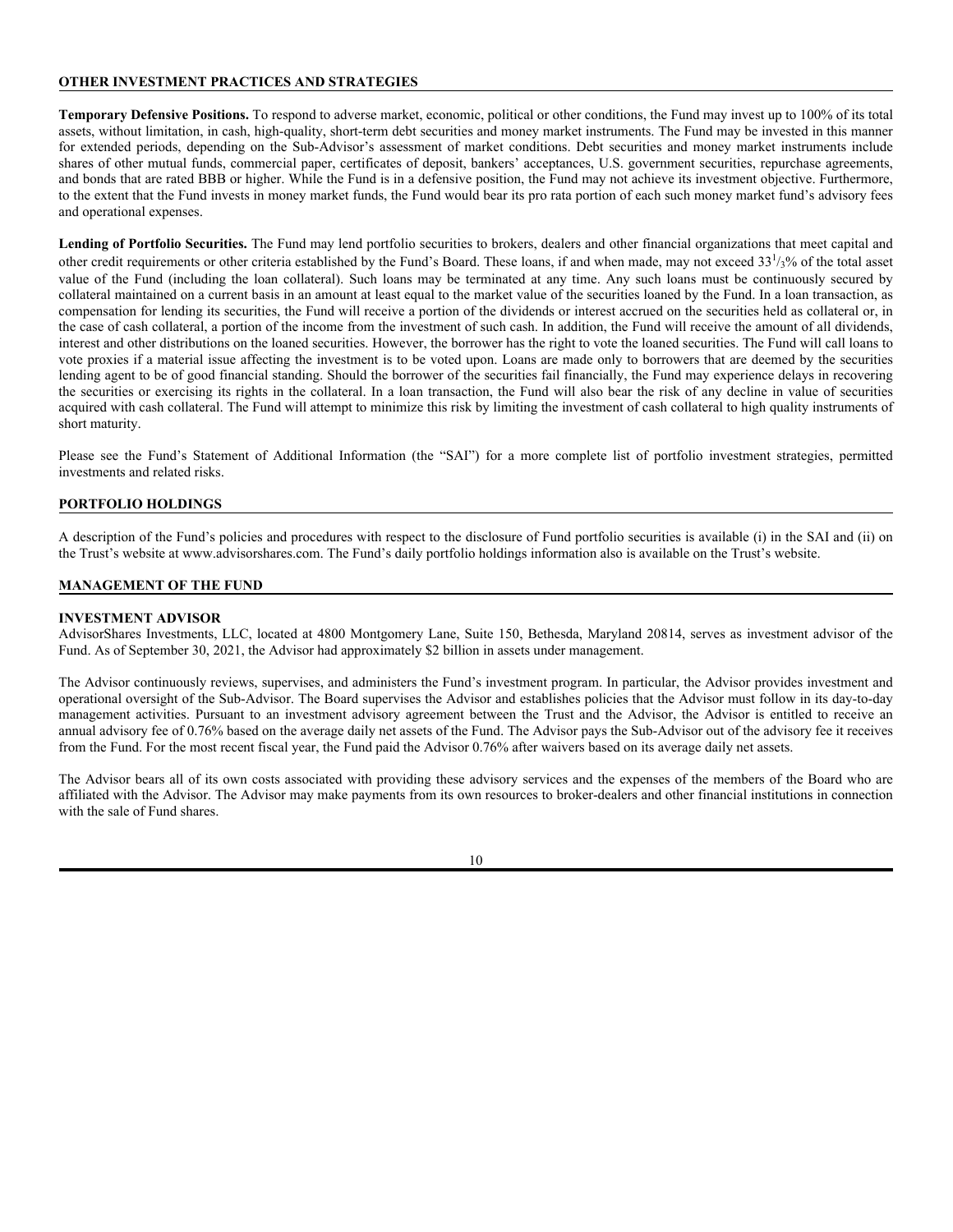## OTHER INVESTMENT PRACTICES AND STRATEGIES

**Temporary Defensive Positions.** To respond to adverse market, economic, political or other conditions, the Fund may invest up to 100% of its total assets, without limitation, in cash, high-quality, short-term debt securities and money market instruments. The Fund may be invested in this manner for extended periods, depending on the Sub-Advisor's assessment of market conditions. Debt securities and money market instruments include shares of other mutual funds, commercial paper, certificates of deposit, bankers' acceptances, U.S. government securities, repurchase agreements, and bonds that are rated BBB or higher. While the Fund is in a defensive position, the Fund may not achieve its investment objective. Furthermore, to the extent that the Fund invests in money market funds, the Fund would bear its pro rata portion of each such money market fund's advisory fees and operational expenses.

**Lending of Portfolio Securities.** The Fund may lend portfolio securities to brokers, dealers and other financial organizations that meet capital and other credit requirements or other criteria established by the Fund's Board. These loans, if and when made, may not exceed $33^1/_3$% of the total asset value of the Fund (including the loan collateral). Such loans may be terminated at any time. Any such loans must be continuously secured by collateral maintained on a current basis in an amount at least equal to the market value of the securities loaned by the Fund. In a loan transaction, as compensation for lending its securities, the Fund will receive a portion of the dividends or interest accrued on the securities held as collateral or, in the case of cash collateral, a portion of the income from the investment of such cash. In addition, the Fund will receive the amount of all dividends, interest and other distributions on the loaned securities. However, the borrower has the right to vote the loaned securities. The Fund will call loans to vote proxies if a material issue affecting the investment is to be voted upon. Loans are made only to borrowers that are deemed by the securities lending agent to be of good financial standing. Should the borrower of the securities fail financially, the Fund may experience delays in recovering the securities or exercising its rights in the collateral. In a loan transaction, the Fund will also bear the risk of any decline in value of securities acquired with cash collateral. The Fund will attempt to minimize this risk by limiting the investment of cash collateral to high quality instruments of short maturity.

Please see the Fund's Statement of Additional Information (the "SAI") for a more complete list of portfolio investment strategies, permitted investments and related risks.

## PORTFOLIO HOLDINGS

A description of the Fund's policies and procedures with respect to the disclosure of Fund portfolio securities is available (i) in the SAI and (ii) on the Trust's website at www.advisorshares.com. The Fund's daily portfolio holdings information also is available on the Trust's website.

## MANAGEMENT OF THE FUND

### INVESTMENT ADVISOR

AdvisorShares Investments, LLC, located at 4800 Montgomery Lane, Suite 150, Bethesda, Maryland 20814, serves as investment advisor of the Fund. As of September 30, 2021, the Advisor had approximately $2 billion in assets under management.

The Advisor continuously reviews, supervises, and administers the Fund's investment program. In particular, the Advisor provides investment and operational oversight of the Sub-Advisor. The Board supervises the Advisor and establishes policies that the Advisor must follow in its day-to-day management activities. Pursuant to an investment advisory agreement between the Trust and the Advisor, the Advisor is entitled to receive an annual advisory fee of 0.76% based on the average daily net assets of the Fund. The Advisor pays the Sub-Advisor out of the advisory fee it receives from the Fund. For the most recent fiscal year, the Fund paid the Advisor 0.76% after waivers based on its average daily net assets.

The Advisor bears all of its own costs associated with providing these advisory services and the expenses of the members of the Board who are affiliated with the Advisor. The Advisor may make payments from its own resources to broker-dealers and other financial institutions in connection with the sale of Fund shares.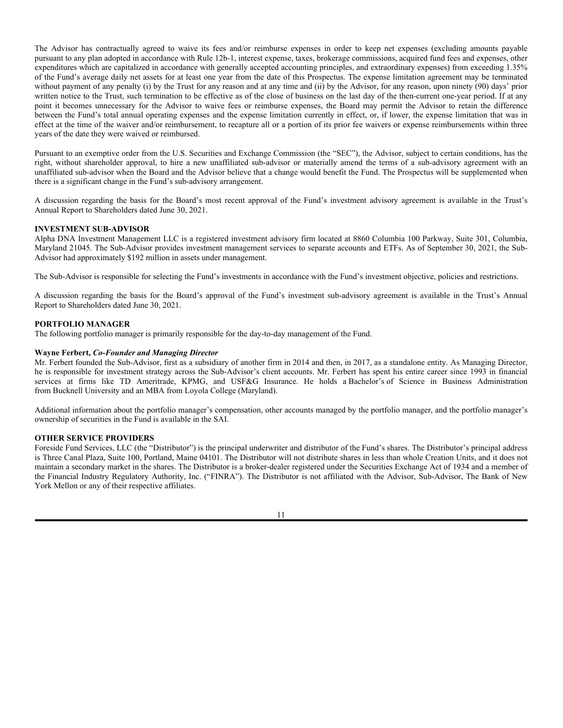The Advisor has contractually agreed to waive its fees and/or reimburse expenses in order to keep net expenses (excluding amounts payable pursuant to any plan adopted in accordance with Rule 12b-1, interest expense, taxes, brokerage commissions, acquired fund fees and expenses, other expenditures which are capitalized in accordance with generally accepted accounting principles, and extraordinary expenses) from exceeding 1.35% of the Fund's average daily net assets for at least one year from the date of this Prospectus. The expense limitation agreement may be terminated without payment of any penalty (i) by the Trust for any reason and at any time and (ii) by the Advisor, for any reason, upon ninety (90) days' prior written notice to the Trust, such termination to be effective as of the close of business on the last day of the then-current one-year period. If at any point it becomes unnecessary for the Advisor to waive fees or reimburse expenses, the Board may permit the Advisor to retain the difference between the Fund's total annual operating expenses and the expense limitation currently in effect, or, if lower, the expense limitation that was in effect at the time of the waiver and/or reimbursement, to recapture all or a portion of its prior fee waivers or expense reimbursements within three years of the date they were waived or reimbursed.

Pursuant to an exemptive order from the U.S. Securities and Exchange Commission (the "SEC"), the Advisor, subject to certain conditions, has the right, without shareholder approval, to hire a new unaffiliated sub-advisor or materially amend the terms of a sub-advisory agreement with an unaffiliated sub-advisor when the Board and the Advisor believe that a change would benefit the Fund. The Prospectus will be supplemented when there is a significant change in the Fund's sub-advisory arrangement.

A discussion regarding the basis for the Board's most recent approval of the Fund's investment advisory agreement is available in the Trust's Annual Report to Shareholders dated June 30, 2021.

**INVESTMENT SUB-ADVISOR**

Alpha DNA Investment Management LLC is a registered investment advisory firm located at 8860 Columbia 100 Parkway, Suite 301, Columbia, Maryland 21045. The Sub-Advisor provides investment management services to separate accounts and ETFs. As of September 30, 2021, the Sub-Advisor had approximately $192 million in assets under management.

The Sub-Advisor is responsible for selecting the Fund's investments in accordance with the Fund's investment objective, policies and restrictions.

A discussion regarding the basis for the Board's approval of the Fund's investment sub-advisory agreement is available in the Trust's Annual Report to Shareholders dated June 30, 2021.

**PORTFOLIO MANAGER**

The following portfolio manager is primarily responsible for the day-to-day management of the Fund.

**Wayne Ferbert,** ***Co-Founder and Managing Director***

Mr. Ferbert founded the Sub-Advisor, first as a subsidiary of another firm in 2014 and then, in 2017, as a standalone entity. As Managing Director, he is responsible for investment strategy across the Sub-Advisor's client accounts. Mr. Ferbert has spent his entire career since 1993 in financial services at firms like TD Ameritrade, KPMG, and USF&G Insurance. He holds a Bachelor's of Science in Business Administration from Bucknell University and an MBA from Loyola College (Maryland).

Additional information about the portfolio manager's compensation, other accounts managed by the portfolio manager, and the portfolio manager's ownership of securities in the Fund is available in the SAI.

**OTHER SERVICE PROVIDERS**

Foreside Fund Services, LLC (the "Distributor") is the principal underwriter and distributor of the Fund's shares. The Distributor's principal address is Three Canal Plaza, Suite 100, Portland, Maine 04101. The Distributor will not distribute shares in less than whole Creation Units, and it does not maintain a secondary market in the shares. The Distributor is a broker-dealer registered under the Securities Exchange Act of 1934 and a member of the Financial Industry Regulatory Authority, Inc. ("FINRA"). The Distributor is not affiliated with the Advisor, Sub-Advisor, The Bank of New York Mellon or any of their respective affiliates.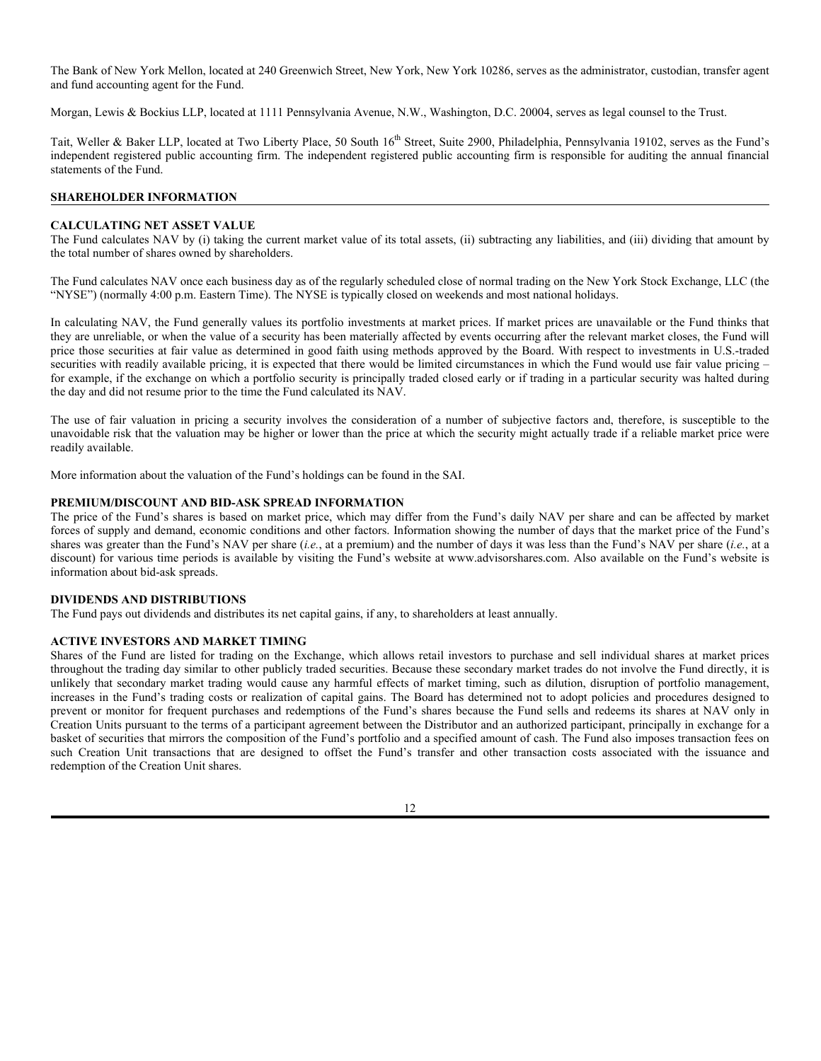The Bank of New York Mellon, located at 240 Greenwich Street, New York, New York 10286, serves as the administrator, custodian, transfer agent and fund accounting agent for the Fund.

Morgan, Lewis & Bockius LLP, located at 1111 Pennsylvania Avenue, N.W., Washington, D.C. 20004, serves as legal counsel to the Trust.

Tait, Weller & Baker LLP, located at Two Liberty Place, 50 South 16th Street, Suite 2900, Philadelphia, Pennsylvania 19102, serves as the Fund's independent registered public accounting firm. The independent registered public accounting firm is responsible for auditing the annual financial statements of the Fund.

## SHAREHOLDER INFORMATION

### CALCULATING NET ASSET VALUE

The Fund calculates NAV by (i) taking the current market value of its total assets, (ii) subtracting any liabilities, and (iii) dividing that amount by the total number of shares owned by shareholders.

The Fund calculates NAV once each business day as of the regularly scheduled close of normal trading on the New York Stock Exchange, LLC (the "NYSE") (normally 4:00 p.m. Eastern Time). The NYSE is typically closed on weekends and most national holidays.

In calculating NAV, the Fund generally values its portfolio investments at market prices. If market prices are unavailable or the Fund thinks that they are unreliable, or when the value of a security has been materially affected by events occurring after the relevant market closes, the Fund will price those securities at fair value as determined in good faith using methods approved by the Board. With respect to investments in U.S.-traded securities with readily available pricing, it is expected that there would be limited circumstances in which the Fund would use fair value pricing – for example, if the exchange on which a portfolio security is principally traded closed early or if trading in a particular security was halted during the day and did not resume prior to the time the Fund calculated its NAV.

The use of fair valuation in pricing a security involves the consideration of a number of subjective factors and, therefore, is susceptible to the unavoidable risk that the valuation may be higher or lower than the price at which the security might actually trade if a reliable market price were readily available.

More information about the valuation of the Fund's holdings can be found in the SAI.

### PREMIUM/DISCOUNT AND BID-ASK SPREAD INFORMATION

The price of the Fund's shares is based on market price, which may differ from the Fund's daily NAV per share and can be affected by market forces of supply and demand, economic conditions and other factors. Information showing the number of days that the market price of the Fund's shares was greater than the Fund's NAV per share (*i.e.*, at a premium) and the number of days it was less than the Fund's NAV per share (*i.e.*, at a discount) for various time periods is available by visiting the Fund's website at www.advisorshares.com. Also available on the Fund's website is information about bid-ask spreads.

### DIVIDENDS AND DISTRIBUTIONS

The Fund pays out dividends and distributes its net capital gains, if any, to shareholders at least annually.

### ACTIVE INVESTORS AND MARKET TIMING

Shares of the Fund are listed for trading on the Exchange, which allows retail investors to purchase and sell individual shares at market prices throughout the trading day similar to other publicly traded securities. Because these secondary market trades do not involve the Fund directly, it is unlikely that secondary market trading would cause any harmful effects of market timing, such as dilution, disruption of portfolio management, increases in the Fund's trading costs or realization of capital gains. The Board has determined not to adopt policies and procedures designed to prevent or monitor for frequent purchases and redemptions of the Fund's shares because the Fund sells and redeems its shares at NAV only in Creation Units pursuant to the terms of a participant agreement between the Distributor and an authorized participant, principally in exchange for a basket of securities that mirrors the composition of the Fund's portfolio and a specified amount of cash. The Fund also imposes transaction fees on such Creation Unit transactions that are designed to offset the Fund's transfer and other transaction costs associated with the issuance and redemption of the Creation Unit shares.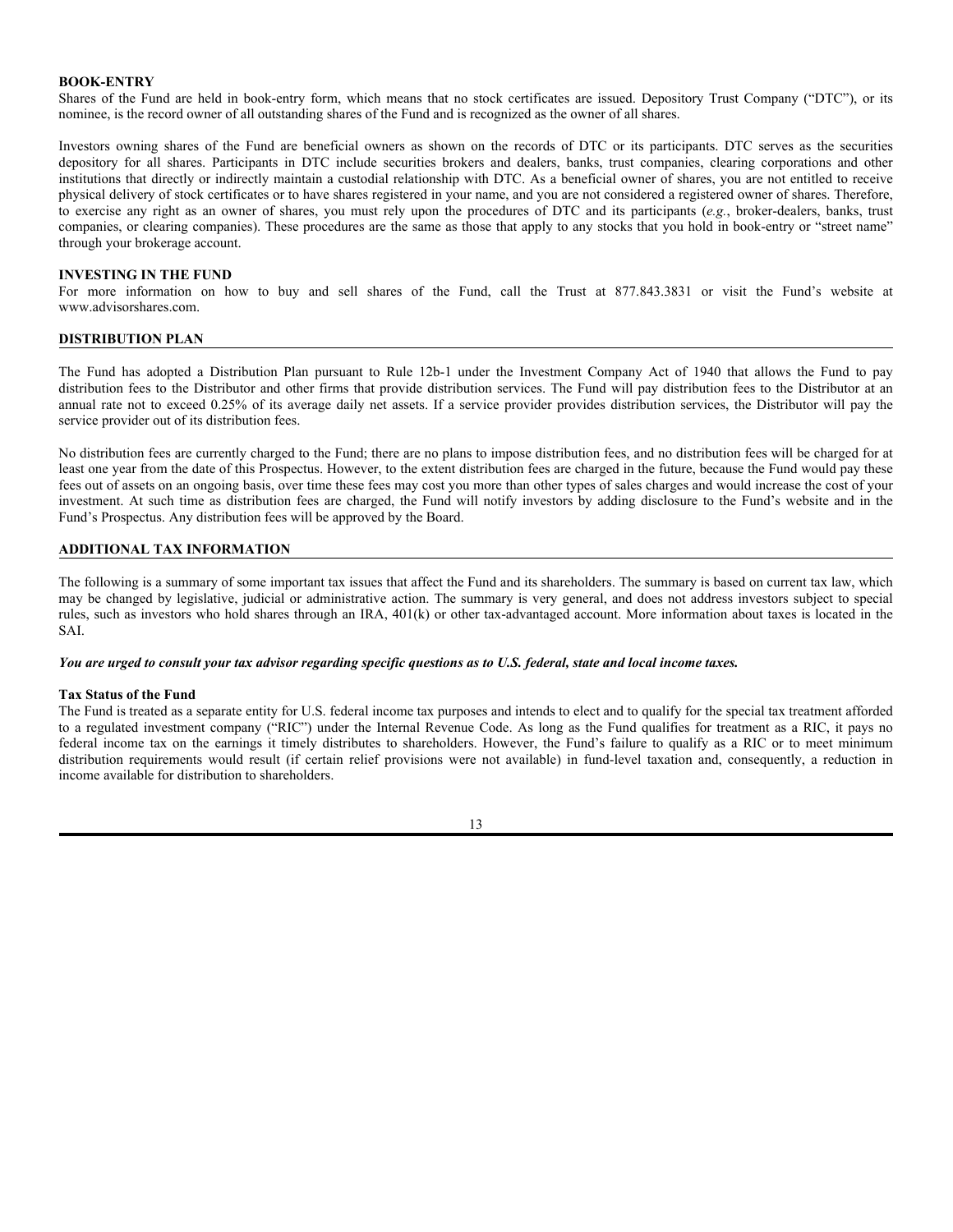### BOOK-ENTRY

Shares of the Fund are held in book-entry form, which means that no stock certificates are issued. Depository Trust Company ("DTC"), or its nominee, is the record owner of all outstanding shares of the Fund and is recognized as the owner of all shares.

Investors owning shares of the Fund are beneficial owners as shown on the records of DTC or its participants. DTC serves as the securities depository for all shares. Participants in DTC include securities brokers and dealers, banks, trust companies, clearing corporations and other institutions that directly or indirectly maintain a custodial relationship with DTC. As a beneficial owner of shares, you are not entitled to receive physical delivery of stock certificates or to have shares registered in your name, and you are not considered a registered owner of shares. Therefore, to exercise any right as an owner of shares, you must rely upon the procedures of DTC and its participants (*e.g.*, broker-dealers, banks, trust companies, or clearing companies). These procedures are the same as those that apply to any stocks that you hold in book-entry or "street name" through your brokerage account.

### INVESTING IN THE FUND

For more information on how to buy and sell shares of the Fund, call the Trust at 877.843.3831 or visit the Fund's website at www.advisorshares.com.

## DISTRIBUTION PLAN

The Fund has adopted a Distribution Plan pursuant to Rule 12b-1 under the Investment Company Act of 1940 that allows the Fund to pay distribution fees to the Distributor and other firms that provide distribution services. The Fund will pay distribution fees to the Distributor at an annual rate not to exceed 0.25% of its average daily net assets. If a service provider provides distribution services, the Distributor will pay the service provider out of its distribution fees.

No distribution fees are currently charged to the Fund; there are no plans to impose distribution fees, and no distribution fees will be charged for at least one year from the date of this Prospectus. However, to the extent distribution fees are charged in the future, because the Fund would pay these fees out of assets on an ongoing basis, over time these fees may cost you more than other types of sales charges and would increase the cost of your investment. At such time as distribution fees are charged, the Fund will notify investors by adding disclosure to the Fund's website and in the Fund's Prospectus. Any distribution fees will be approved by the Board.

## ADDITIONAL TAX INFORMATION

The following is a summary of some important tax issues that affect the Fund and its shareholders. The summary is based on current tax law, which may be changed by legislative, judicial or administrative action. The summary is very general, and does not address investors subject to special rules, such as investors who hold shares through an IRA, 401(k) or other tax-advantaged account. More information about taxes is located in the SAI.

***You are urged to consult your tax advisor regarding specific questions as to U.S. federal, state and local income taxes.***

### Tax Status of the Fund

The Fund is treated as a separate entity for U.S. federal income tax purposes and intends to elect and to qualify for the special tax treatment afforded to a regulated investment company ("RIC") under the Internal Revenue Code. As long as the Fund qualifies for treatment as a RIC, it pays no federal income tax on the earnings it timely distributes to shareholders. However, the Fund's failure to qualify as a RIC or to meet minimum distribution requirements would result (if certain relief provisions were not available) in fund-level taxation and, consequently, a reduction in income available for distribution to shareholders.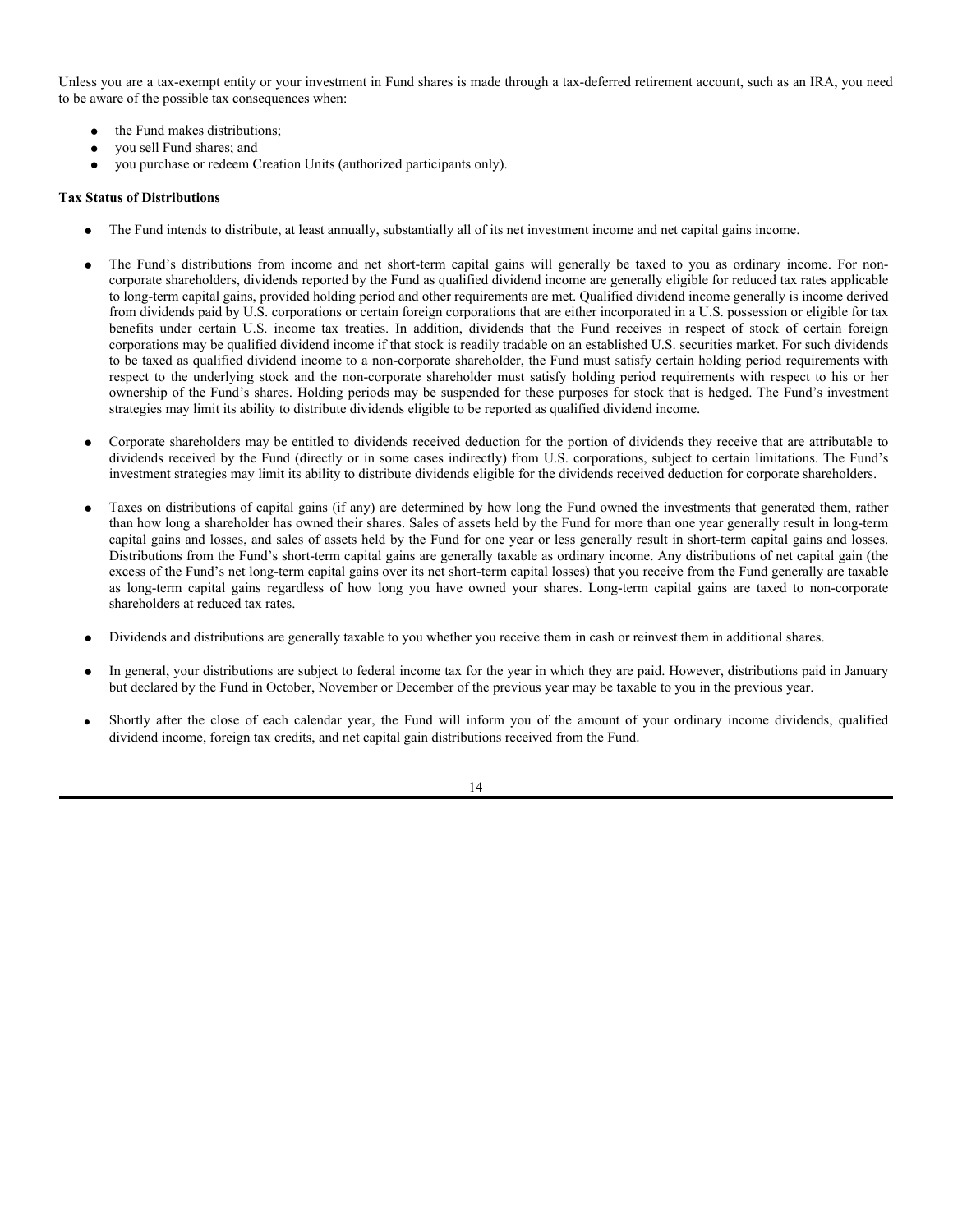Unless you are a tax-exempt entity or your investment in Fund shares is made through a tax-deferred retirement account, such as an IRA, you need to be aware of the possible tax consequences when:

- the Fund makes distributions;
- you sell Fund shares; and
- you purchase or redeem Creation Units (authorized participants only).

**Tax Status of Distributions**

- The Fund intends to distribute, at least annually, substantially all of its net investment income and net capital gains income.

- The Fund's distributions from income and net short-term capital gains will generally be taxed to you as ordinary income. For non-corporate shareholders, dividends reported by the Fund as qualified dividend income are generally eligible for reduced tax rates applicable to long-term capital gains, provided holding period and other requirements are met. Qualified dividend income generally is income derived from dividends paid by U.S. corporations or certain foreign corporations that are either incorporated in a U.S. possession or eligible for tax benefits under certain U.S. income tax treaties. In addition, dividends that the Fund receives in respect of stock of certain foreign corporations may be qualified dividend income if that stock is readily tradable on an established U.S. securities market. For such dividends to be taxed as qualified dividend income to a non-corporate shareholder, the Fund must satisfy certain holding period requirements with respect to the underlying stock and the non-corporate shareholder must satisfy holding period requirements with respect to his or her ownership of the Fund's shares. Holding periods may be suspended for these purposes for stock that is hedged. The Fund's investment strategies may limit its ability to distribute dividends eligible to be reported as qualified dividend income.

- Corporate shareholders may be entitled to dividends received deduction for the portion of dividends they receive that are attributable to dividends received by the Fund (directly or in some cases indirectly) from U.S. corporations, subject to certain limitations. The Fund's investment strategies may limit its ability to distribute dividends eligible for the dividends received deduction for corporate shareholders.

- Taxes on distributions of capital gains (if any) are determined by how long the Fund owned the investments that generated them, rather than how long a shareholder has owned their shares. Sales of assets held by the Fund for more than one year generally result in long-term capital gains and losses, and sales of assets held by the Fund for one year or less generally result in short-term capital gains and losses. Distributions from the Fund's short-term capital gains are generally taxable as ordinary income. Any distributions of net capital gain (the excess of the Fund's net long-term capital gains over its net short-term capital losses) that you receive from the Fund generally are taxable as long-term capital gains regardless of how long you have owned your shares. Long-term capital gains are taxed to non-corporate shareholders at reduced tax rates.

- Dividends and distributions are generally taxable to you whether you receive them in cash or reinvest them in additional shares.

- In general, your distributions are subject to federal income tax for the year in which they are paid. However, distributions paid in January but declared by the Fund in October, November or December of the previous year may be taxable to you in the previous year.

- Shortly after the close of each calendar year, the Fund will inform you of the amount of your ordinary income dividends, qualified dividend income, foreign tax credits, and net capital gain distributions received from the Fund.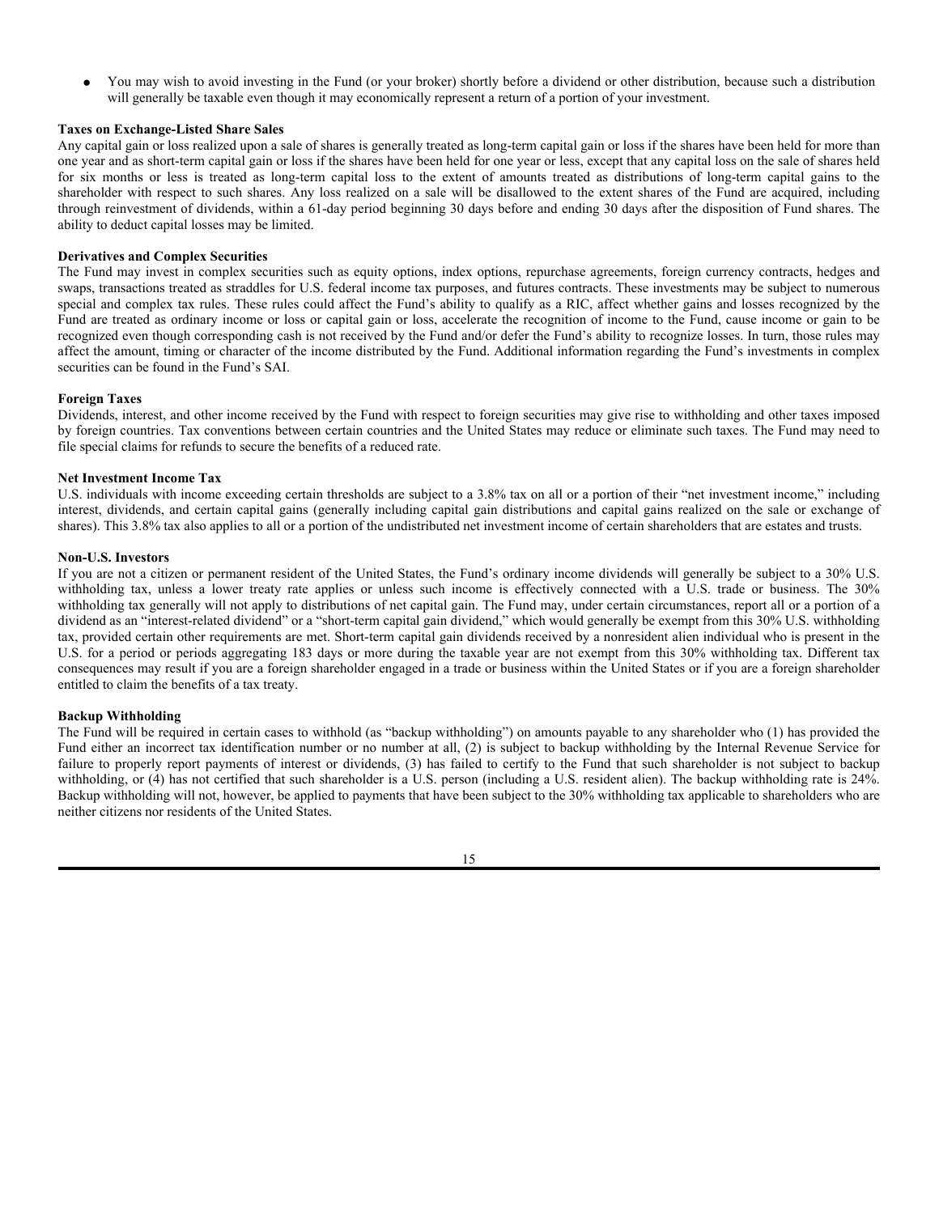- You may wish to avoid investing in the Fund (or your broker) shortly before a dividend or other distribution, because such a distribution will generally be taxable even though it may economically represent a return of a portion of your investment.

**Taxes on Exchange-Listed Share Sales**

Any capital gain or loss realized upon a sale of shares is generally treated as long-term capital gain or loss if the shares have been held for more than one year and as short-term capital gain or loss if the shares have been held for one year or less, except that any capital loss on the sale of shares held for six months or less is treated as long-term capital loss to the extent of amounts treated as distributions of long-term capital gains to the shareholder with respect to such shares. Any loss realized on a sale will be disallowed to the extent shares of the Fund are acquired, including through reinvestment of dividends, within a 61-day period beginning 30 days before and ending 30 days after the disposition of Fund shares. The ability to deduct capital losses may be limited.

**Derivatives and Complex Securities**

The Fund may invest in complex securities such as equity options, index options, repurchase agreements, foreign currency contracts, hedges and swaps, transactions treated as straddles for U.S. federal income tax purposes, and futures contracts. These investments may be subject to numerous special and complex tax rules. These rules could affect the Fund's ability to qualify as a RIC, affect whether gains and losses recognized by the Fund are treated as ordinary income or loss or capital gain or loss, accelerate the recognition of income to the Fund, cause income or gain to be recognized even though corresponding cash is not received by the Fund and/or defer the Fund's ability to recognize losses. In turn, those rules may affect the amount, timing or character of the income distributed by the Fund. Additional information regarding the Fund's investments in complex securities can be found in the Fund's SAI.

**Foreign Taxes**

Dividends, interest, and other income received by the Fund with respect to foreign securities may give rise to withholding and other taxes imposed by foreign countries. Tax conventions between certain countries and the United States may reduce or eliminate such taxes. The Fund may need to file special claims for refunds to secure the benefits of a reduced rate.

**Net Investment Income Tax**

U.S. individuals with income exceeding certain thresholds are subject to a 3.8% tax on all or a portion of their "net investment income," including interest, dividends, and certain capital gains (generally including capital gain distributions and capital gains realized on the sale or exchange of shares). This 3.8% tax also applies to all or a portion of the undistributed net investment income of certain shareholders that are estates and trusts.

**Non-U.S. Investors**

If you are not a citizen or permanent resident of the United States, the Fund's ordinary income dividends will generally be subject to a 30% U.S. withholding tax, unless a lower treaty rate applies or unless such income is effectively connected with a U.S. trade or business. The 30% withholding tax generally will not apply to distributions of net capital gain. The Fund may, under certain circumstances, report all or a portion of a dividend as an "interest-related dividend" or a "short-term capital gain dividend," which would generally be exempt from this 30% U.S. withholding tax, provided certain other requirements are met. Short-term capital gain dividends received by a nonresident alien individual who is present in the U.S. for a period or periods aggregating 183 days or more during the taxable year are not exempt from this 30% withholding tax. Different tax consequences may result if you are a foreign shareholder engaged in a trade or business within the United States or if you are a foreign shareholder entitled to claim the benefits of a tax treaty.

**Backup Withholding**

The Fund will be required in certain cases to withhold (as "backup withholding") on amounts payable to any shareholder who (1) has provided the Fund either an incorrect tax identification number or no number at all, (2) is subject to backup withholding by the Internal Revenue Service for failure to properly report payments of interest or dividends, (3) has failed to certify to the Fund that such shareholder is not subject to backup withholding, or (4) has not certified that such shareholder is a U.S. person (including a U.S. resident alien). The backup withholding rate is 24%. Backup withholding will not, however, be applied to payments that have been subject to the 30% withholding tax applicable to shareholders who are neither citizens nor residents of the United States.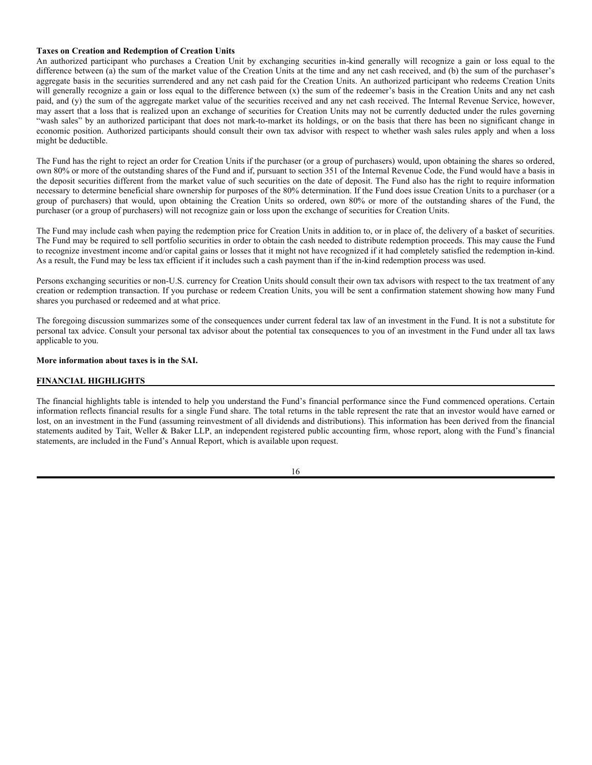**Taxes on Creation and Redemption of Creation Units**

An authorized participant who purchases a Creation Unit by exchanging securities in-kind generally will recognize a gain or loss equal to the difference between (a) the sum of the market value of the Creation Units at the time and any net cash received, and (b) the sum of the purchaser's aggregate basis in the securities surrendered and any net cash paid for the Creation Units. An authorized participant who redeems Creation Units will generally recognize a gain or loss equal to the difference between (x) the sum of the redeemer's basis in the Creation Units and any net cash paid, and (y) the sum of the aggregate market value of the securities received and any net cash received. The Internal Revenue Service, however, may assert that a loss that is realized upon an exchange of securities for Creation Units may not be currently deducted under the rules governing "wash sales" by an authorized participant that does not mark-to-market its holdings, or on the basis that there has been no significant change in economic position. Authorized participants should consult their own tax advisor with respect to whether wash sales rules apply and when a loss might be deductible.

The Fund has the right to reject an order for Creation Units if the purchaser (or a group of purchasers) would, upon obtaining the shares so ordered, own 80% or more of the outstanding shares of the Fund and if, pursuant to section 351 of the Internal Revenue Code, the Fund would have a basis in the deposit securities different from the market value of such securities on the date of deposit. The Fund also has the right to require information necessary to determine beneficial share ownership for purposes of the 80% determination. If the Fund does issue Creation Units to a purchaser (or a group of purchasers) that would, upon obtaining the Creation Units so ordered, own 80% or more of the outstanding shares of the Fund, the purchaser (or a group of purchasers) will not recognize gain or loss upon the exchange of securities for Creation Units.

The Fund may include cash when paying the redemption price for Creation Units in addition to, or in place of, the delivery of a basket of securities. The Fund may be required to sell portfolio securities in order to obtain the cash needed to distribute redemption proceeds. This may cause the Fund to recognize investment income and/or capital gains or losses that it might not have recognized if it had completely satisfied the redemption in-kind. As a result, the Fund may be less tax efficient if it includes such a cash payment than if the in-kind redemption process was used.

Persons exchanging securities or non-U.S. currency for Creation Units should consult their own tax advisors with respect to the tax treatment of any creation or redemption transaction. If you purchase or redeem Creation Units, you will be sent a confirmation statement showing how many Fund shares you purchased or redeemed and at what price.

The foregoing discussion summarizes some of the consequences under current federal tax law of an investment in the Fund. It is not a substitute for personal tax advice. Consult your personal tax advisor about the potential tax consequences to you of an investment in the Fund under all tax laws applicable to you.

**More information about taxes is in the SAI.**

## FINANCIAL HIGHLIGHTS

The financial highlights table is intended to help you understand the Fund's financial performance since the Fund commenced operations. Certain information reflects financial results for a single Fund share. The total returns in the table represent the rate that an investor would have earned or lost, on an investment in the Fund (assuming reinvestment of all dividends and distributions). This information has been derived from the financial statements audited by Tait, Weller & Baker LLP, an independent registered public accounting firm, whose report, along with the Fund's financial statements, are included in the Fund's Annual Report, which is available upon request.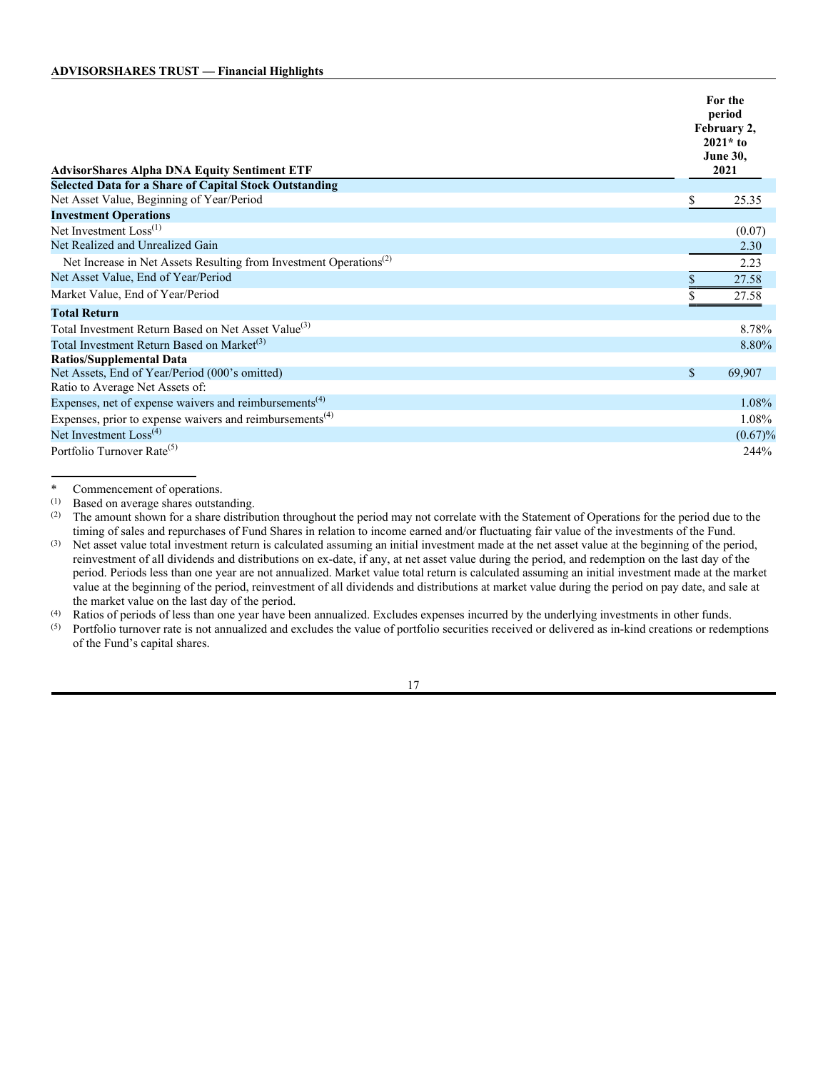**ADVISORSHARES TRUST — Financial Highlights**

| AdvisorShares Alpha DNA Equity Sentiment ETF | For the period February 2, 2021* to June 30, 2021 |
|---|---|
| **Selected Data for a Share of Capital Stock Outstanding** | |
| Net Asset Value, Beginning of Year/Period | $ 25.35 |
| **Investment Operations** | |
| Net Investment Loss[(1)] | (0.07) |
| Net Realized and Unrealized Gain | 2.30 |
| Net Increase in Net Assets Resulting from Investment Operations[(2)] | 2.23 |
| Net Asset Value, End of Year/Period | $ 27.58 |
| Market Value, End of Year/Period | $ 27.58 |
| **Total Return** | |
| Total Investment Return Based on Net Asset Value[(3)] | 8.78% |
| Total Investment Return Based on Market[(3)] | 8.80% |
| **Ratios/Supplemental Data** | |
| Net Assets, End of Year/Period (000's omitted) | $ 69,907 |
| Ratio to Average Net Assets of: | |
| Expenses, net of expense waivers and reimbursements[(4)] | 1.08% |
| Expenses, prior to expense waivers and reimbursements[(4)] | 1.08% |
| Net Investment Loss[(4)] | (0.67)% |
| Portfolio Turnover Rate[(5)] | 244% |

\* Commencement of operations.

(1) Based on average shares outstanding.

(2) The amount shown for a share distribution throughout the period may not correlate with the Statement of Operations for the period due to the timing of sales and repurchases of Fund Shares in relation to income earned and/or fluctuating fair value of the investments of the Fund.

(3) Net asset value total investment return is calculated assuming an initial investment made at the net asset value at the beginning of the period, reinvestment of all dividends and distributions on ex-date, if any, at net asset value during the period, and redemption on the last day of the period. Periods less than one year are not annualized. Market value total return is calculated assuming an initial investment made at the market value at the beginning of the period, reinvestment of all dividends and distributions at market value during the period on pay date, and sale at the market value on the last day of the period.

(4) Ratios of periods of less than one year have been annualized. Excludes expenses incurred by the underlying investments in other funds.

(5) Portfolio turnover rate is not annualized and excludes the value of portfolio securities received or delivered as in-kind creations or redemptions of the Fund's capital shares.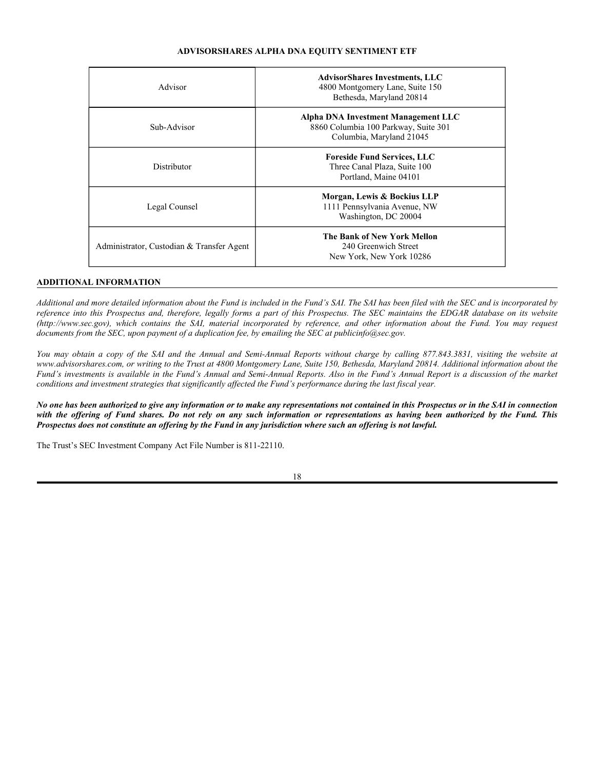**ADVISORSHARES ALPHA DNA EQUITY SENTIMENT ETF**

| | |
|---|---|
| Advisor | **AdvisorShares Investments, LLC**<br>4800 Montgomery Lane, Suite 150<br>Bethesda, Maryland 20814 |
| Sub-Advisor | **Alpha DNA Investment Management LLC**<br>8860 Columbia 100 Parkway, Suite 301<br>Columbia, Maryland 21045 |
| Distributor | **Foreside Fund Services, LLC**<br>Three Canal Plaza, Suite 100<br>Portland, Maine 04101 |
| Legal Counsel | **Morgan, Lewis & Bockius LLP**<br>1111 Pennsylvania Avenue, NW<br>Washington, DC 20004 |
| Administrator, Custodian & Transfer Agent | **The Bank of New York Mellon**<br>240 Greenwich Street<br>New York, New York 10286 |

## ADDITIONAL INFORMATION

*Additional and more detailed information about the Fund is included in the Fund's SAI. The SAI has been filed with the SEC and is incorporated by reference into this Prospectus and, therefore, legally forms a part of this Prospectus. The SEC maintains the EDGAR database on its website (http://www.sec.gov), which contains the SAI, material incorporated by reference, and other information about the Fund. You may request documents from the SEC, upon payment of a duplication fee, by emailing the SEC at publicinfo@sec.gov.*

*You may obtain a copy of the SAI and the Annual and Semi-Annual Reports without charge by calling 877.843.3831, visiting the website at www.advisorshares.com, or writing to the Trust at 4800 Montgomery Lane, Suite 150, Bethesda, Maryland 20814. Additional information about the Fund's investments is available in the Fund's Annual and Semi-Annual Reports. Also in the Fund's Annual Report is a discussion of the market conditions and investment strategies that significantly affected the Fund's performance during the last fiscal year.*

***No one has been authorized to give any information or to make any representations not contained in this Prospectus or in the SAI in connection with the offering of Fund shares. Do not rely on any such information or representations as having been authorized by the Fund. This Prospectus does not constitute an offering by the Fund in any jurisdiction where such an offering is not lawful.***

The Trust's SEC Investment Company Act File Number is 811-22110.